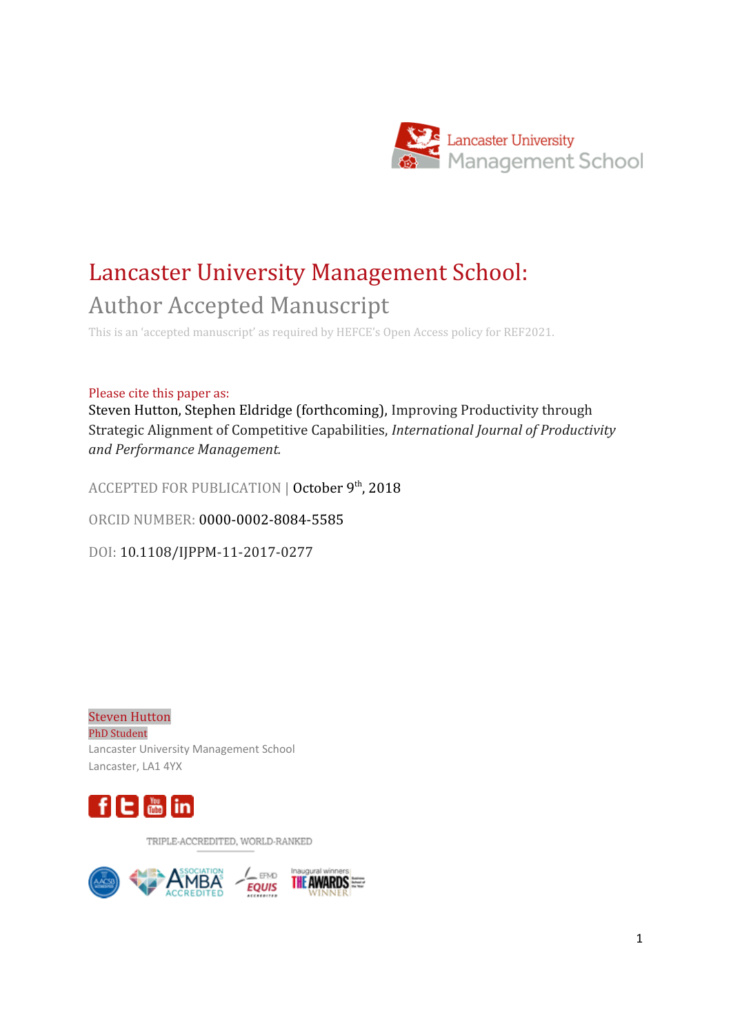Lancaster University Management School

# Lancaster University Management School:

## Author Accepted Manuscript

This is an 'accepted manuscript' as required by HEFCE's Open Access policy for REF2021.

Please cite this paper as:

Steven Hutton, Stephen Eldridge (forthcoming), Improving Productivity through Strategic Alignment of Competitive Capabilities, *International Journal of Productivity and Performance Management.*

ACCEPTED FOR PUBLICATION | October 9th, 2018

ORCID NUMBER: 0000-0002-8084-5585

DOI: 10.1108/IJPPM-11-2017-0277

Steven Hutton
PhD Student
Lancaster University Management School
Lancaster, LA1 4YX

TRIPLE-ACCREDITED, WORLD-RANKED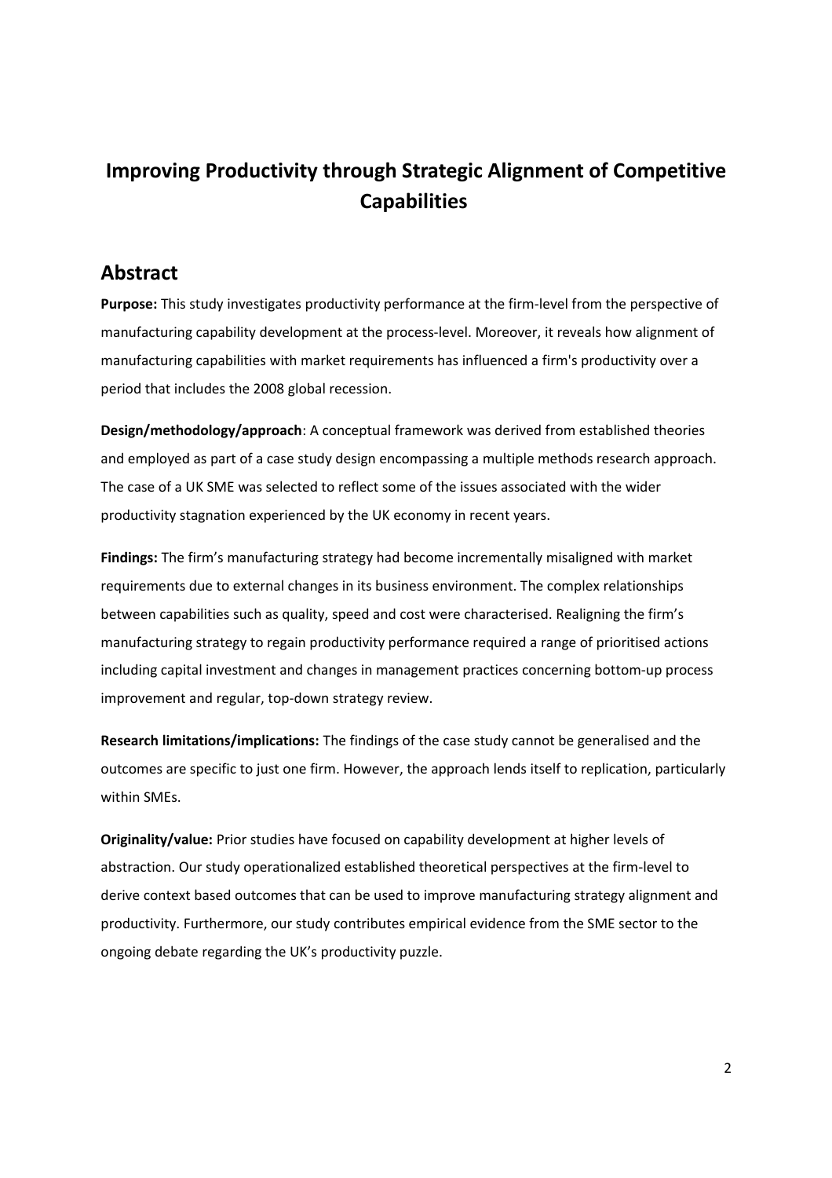# Improving Productivity through Strategic Alignment of Competitive Capabilities

## Abstract

**Purpose:** This study investigates productivity performance at the firm-level from the perspective of manufacturing capability development at the process-level. Moreover, it reveals how alignment of manufacturing capabilities with market requirements has influenced a firm's productivity over a period that includes the 2008 global recession.

**Design/methodology/approach**: A conceptual framework was derived from established theories and employed as part of a case study design encompassing a multiple methods research approach. The case of a UK SME was selected to reflect some of the issues associated with the wider productivity stagnation experienced by the UK economy in recent years.

**Findings:** The firm's manufacturing strategy had become incrementally misaligned with market requirements due to external changes in its business environment. The complex relationships between capabilities such as quality, speed and cost were characterised. Realigning the firm's manufacturing strategy to regain productivity performance required a range of prioritised actions including capital investment and changes in management practices concerning bottom-up process improvement and regular, top-down strategy review.

**Research limitations/implications:** The findings of the case study cannot be generalised and the outcomes are specific to just one firm. However, the approach lends itself to replication, particularly within SMEs.

**Originality/value:** Prior studies have focused on capability development at higher levels of abstraction. Our study operationalized established theoretical perspectives at the firm-level to derive context based outcomes that can be used to improve manufacturing strategy alignment and productivity. Furthermore, our study contributes empirical evidence from the SME sector to the ongoing debate regarding the UK's productivity puzzle.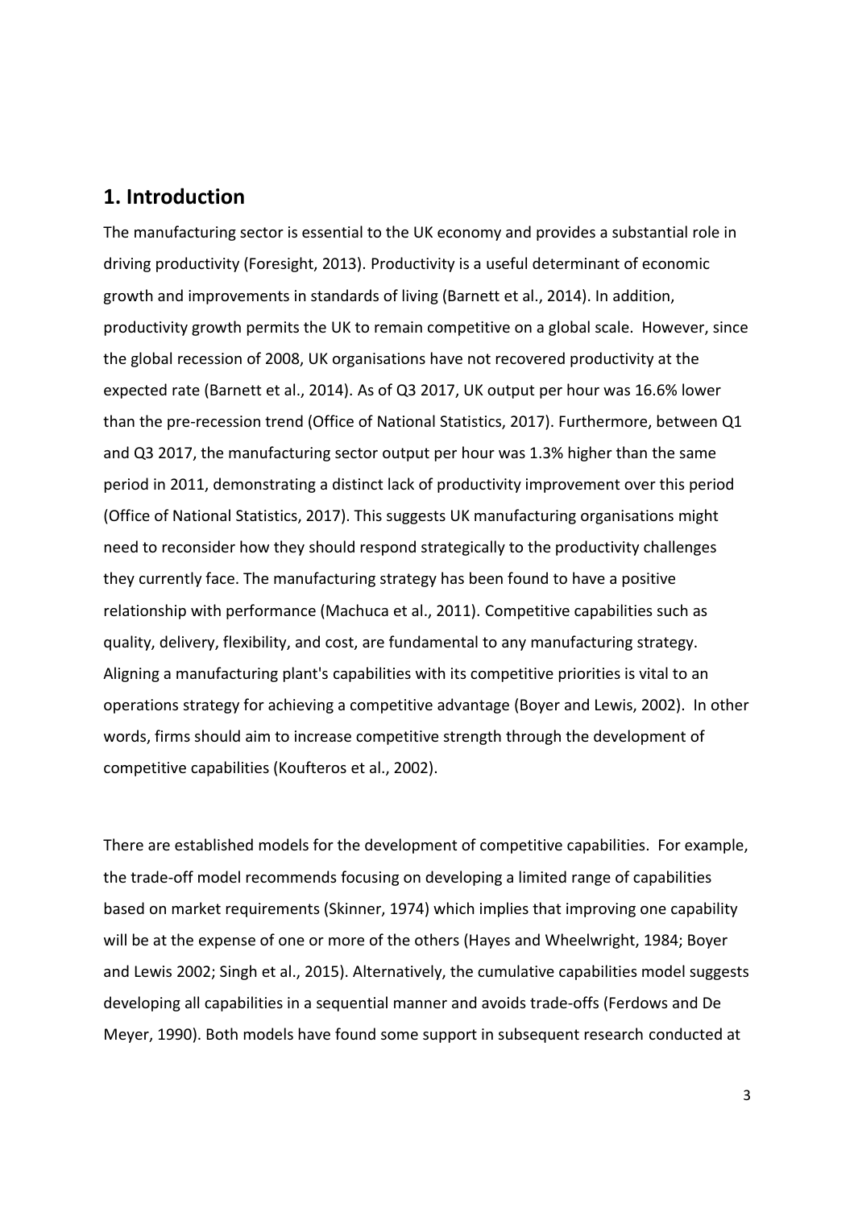## 1. Introduction

The manufacturing sector is essential to the UK economy and provides a substantial role in driving productivity (Foresight, 2013). Productivity is a useful determinant of economic growth and improvements in standards of living (Barnett et al., 2014). In addition, productivity growth permits the UK to remain competitive on a global scale. However, since the global recession of 2008, UK organisations have not recovered productivity at the expected rate (Barnett et al., 2014). As of Q3 2017, UK output per hour was 16.6% lower than the pre-recession trend (Office of National Statistics, 2017). Furthermore, between Q1 and Q3 2017, the manufacturing sector output per hour was 1.3% higher than the same period in 2011, demonstrating a distinct lack of productivity improvement over this period (Office of National Statistics, 2017). This suggests UK manufacturing organisations might need to reconsider how they should respond strategically to the productivity challenges they currently face. The manufacturing strategy has been found to have a positive relationship with performance (Machuca et al., 2011). Competitive capabilities such as quality, delivery, flexibility, and cost, are fundamental to any manufacturing strategy. Aligning a manufacturing plant's capabilities with its competitive priorities is vital to an operations strategy for achieving a competitive advantage (Boyer and Lewis, 2002). In other words, firms should aim to increase competitive strength through the development of competitive capabilities (Koufteros et al., 2002).

There are established models for the development of competitive capabilities. For example, the trade-off model recommends focusing on developing a limited range of capabilities based on market requirements (Skinner, 1974) which implies that improving one capability will be at the expense of one or more of the others (Hayes and Wheelwright, 1984; Boyer and Lewis 2002; Singh et al., 2015). Alternatively, the cumulative capabilities model suggests developing all capabilities in a sequential manner and avoids trade-offs (Ferdows and De Meyer, 1990). Both models have found some support in subsequent research conducted at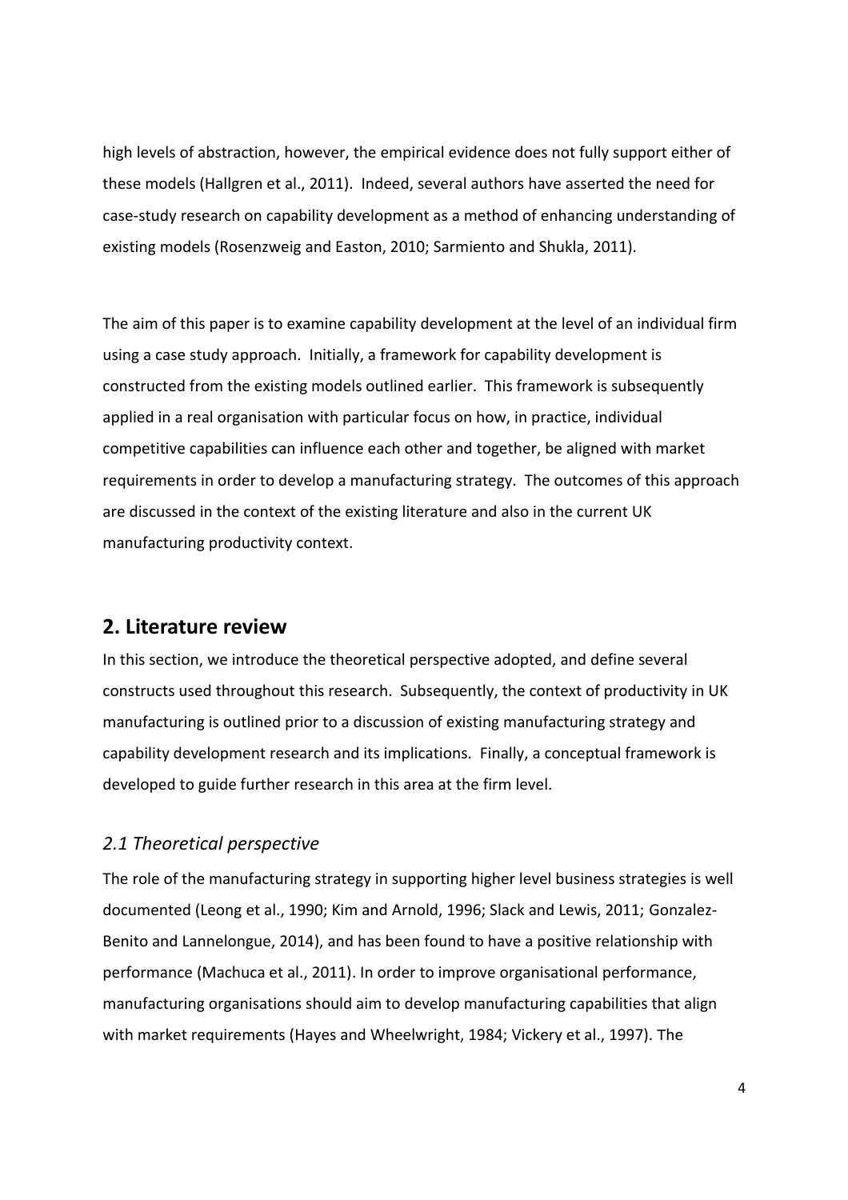high levels of abstraction, however, the empirical evidence does not fully support either of these models (Hallgren et al., 2011). Indeed, several authors have asserted the need for case-study research on capability development as a method of enhancing understanding of existing models (Rosenzweig and Easton, 2010; Sarmiento and Shukla, 2011).

The aim of this paper is to examine capability development at the level of an individual firm using a case study approach. Initially, a framework for capability development is constructed from the existing models outlined earlier. This framework is subsequently applied in a real organisation with particular focus on how, in practice, individual competitive capabilities can influence each other and together, be aligned with market requirements in order to develop a manufacturing strategy. The outcomes of this approach are discussed in the context of the existing literature and also in the current UK manufacturing productivity context.

## 2. Literature review

In this section, we introduce the theoretical perspective adopted, and define several constructs used throughout this research. Subsequently, the context of productivity in UK manufacturing is outlined prior to a discussion of existing manufacturing strategy and capability development research and its implications. Finally, a conceptual framework is developed to guide further research in this area at the firm level.

### *2.1 Theoretical perspective*

The role of the manufacturing strategy in supporting higher level business strategies is well documented (Leong et al., 1990; Kim and Arnold, 1996; Slack and Lewis, 2011; Gonzalez-Benito and Lannelongue, 2014), and has been found to have a positive relationship with performance (Machuca et al., 2011). In order to improve organisational performance, manufacturing organisations should aim to develop manufacturing capabilities that align with market requirements (Hayes and Wheelwright, 1984; Vickery et al., 1997). The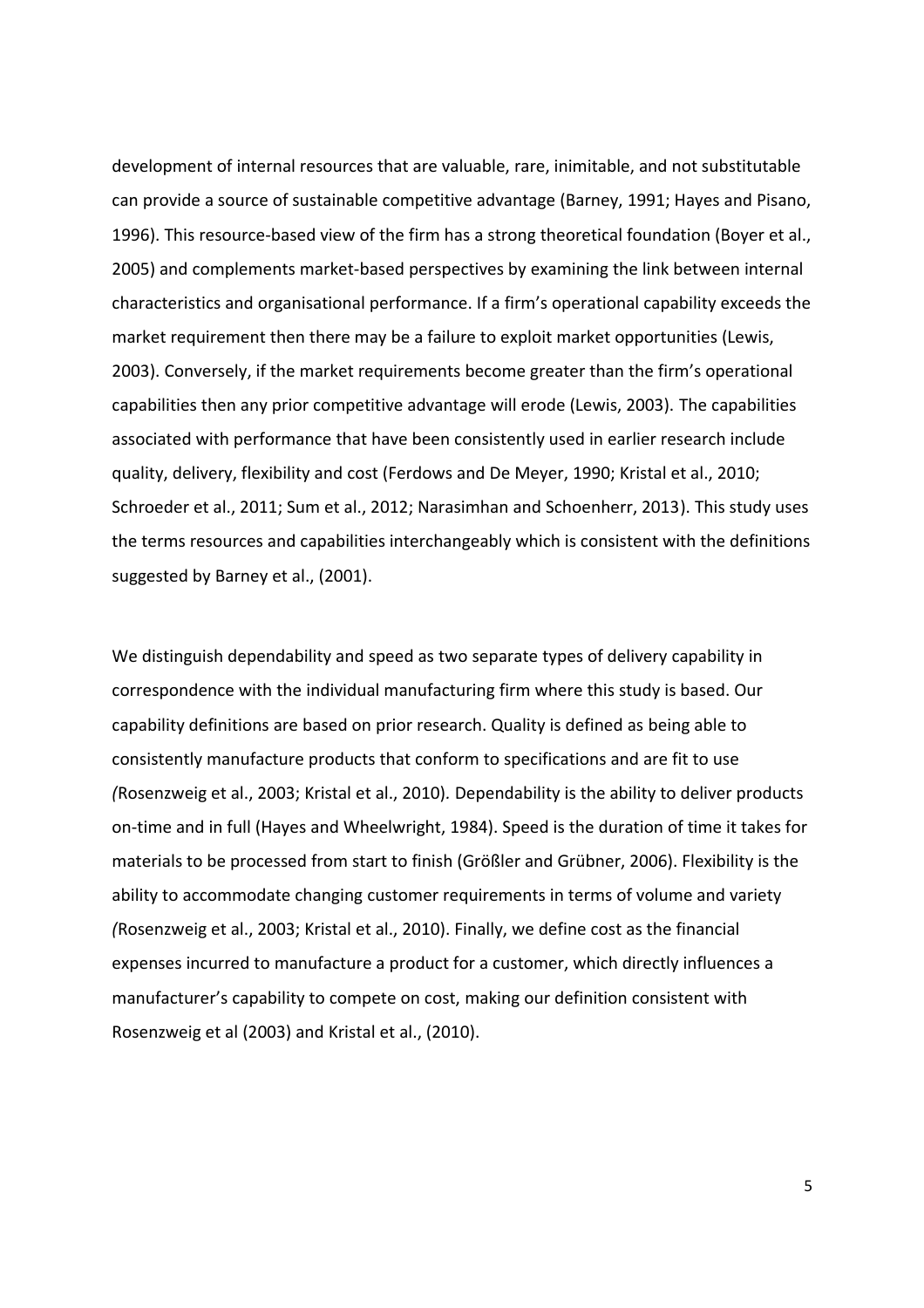development of internal resources that are valuable, rare, inimitable, and not substitutable can provide a source of sustainable competitive advantage (Barney, 1991; Hayes and Pisano, 1996). This resource-based view of the firm has a strong theoretical foundation (Boyer et al., 2005) and complements market-based perspectives by examining the link between internal characteristics and organisational performance. If a firm's operational capability exceeds the market requirement then there may be a failure to exploit market opportunities (Lewis, 2003). Conversely, if the market requirements become greater than the firm's operational capabilities then any prior competitive advantage will erode (Lewis, 2003). The capabilities associated with performance that have been consistently used in earlier research include quality, delivery, flexibility and cost (Ferdows and De Meyer, 1990; Kristal et al., 2010; Schroeder et al., 2011; Sum et al., 2012; Narasimhan and Schoenherr, 2013). This study uses the terms resources and capabilities interchangeably which is consistent with the definitions suggested by Barney et al., (2001).

We distinguish dependability and speed as two separate types of delivery capability in correspondence with the individual manufacturing firm where this study is based. Our capability definitions are based on prior research. Quality is defined as being able to consistently manufacture products that conform to specifications and are fit to use *(*Rosenzweig et al., 2003; Kristal et al., 2010). Dependability is the ability to deliver products on-time and in full (Hayes and Wheelwright, 1984). Speed is the duration of time it takes for materials to be processed from start to finish (Größler and Grübner, 2006). Flexibility is the ability to accommodate changing customer requirements in terms of volume and variety *(*Rosenzweig et al., 2003; Kristal et al., 2010). Finally, we define cost as the financial expenses incurred to manufacture a product for a customer, which directly influences a manufacturer's capability to compete on cost, making our definition consistent with Rosenzweig et al (2003) and Kristal et al., (2010).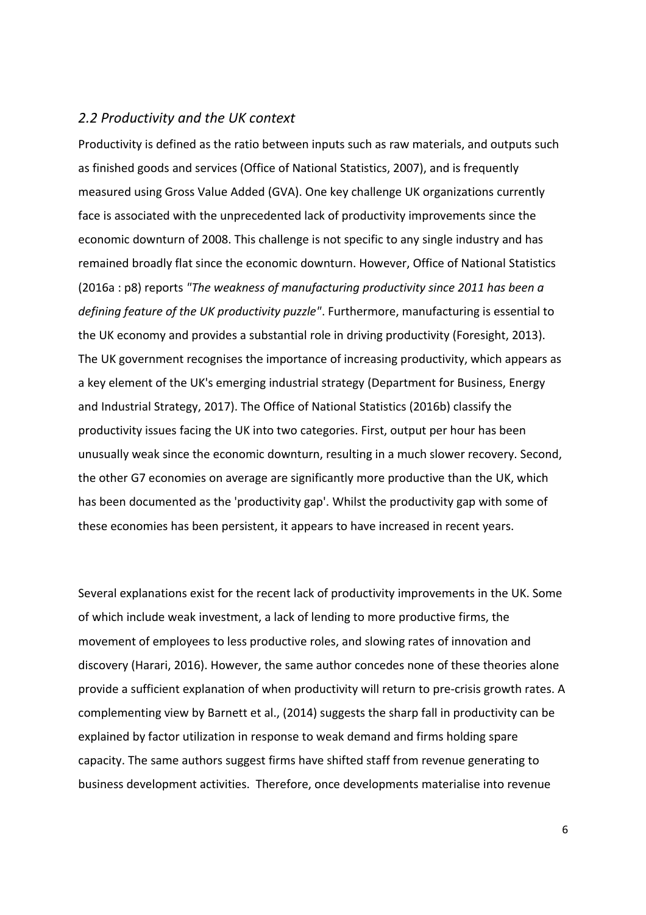## *2.2 Productivity and the UK context*

Productivity is defined as the ratio between inputs such as raw materials, and outputs such as finished goods and services (Office of National Statistics, 2007), and is frequently measured using Gross Value Added (GVA). One key challenge UK organizations currently face is associated with the unprecedented lack of productivity improvements since the economic downturn of 2008. This challenge is not specific to any single industry and has remained broadly flat since the economic downturn. However, Office of National Statistics (2016a : p8) reports *"The weakness of manufacturing productivity since 2011 has been a defining feature of the UK productivity puzzle"*. Furthermore, manufacturing is essential to the UK economy and provides a substantial role in driving productivity (Foresight, 2013). The UK government recognises the importance of increasing productivity, which appears as a key element of the UK's emerging industrial strategy (Department for Business, Energy and Industrial Strategy, 2017). The Office of National Statistics (2016b) classify the productivity issues facing the UK into two categories. First, output per hour has been unusually weak since the economic downturn, resulting in a much slower recovery. Second, the other G7 economies on average are significantly more productive than the UK, which has been documented as the 'productivity gap'. Whilst the productivity gap with some of these economies has been persistent, it appears to have increased in recent years.

Several explanations exist for the recent lack of productivity improvements in the UK. Some of which include weak investment, a lack of lending to more productive firms, the movement of employees to less productive roles, and slowing rates of innovation and discovery (Harari, 2016). However, the same author concedes none of these theories alone provide a sufficient explanation of when productivity will return to pre-crisis growth rates. A complementing view by Barnett et al., (2014) suggests the sharp fall in productivity can be explained by factor utilization in response to weak demand and firms holding spare capacity. The same authors suggest firms have shifted staff from revenue generating to business development activities. Therefore, once developments materialise into revenue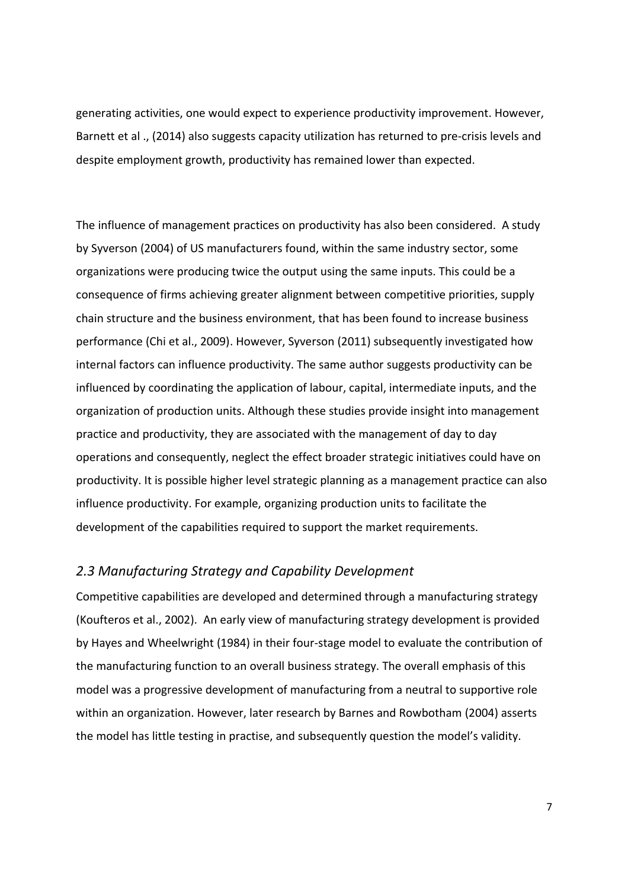generating activities, one would expect to experience productivity improvement. However, Barnett et al ., (2014) also suggests capacity utilization has returned to pre-crisis levels and despite employment growth, productivity has remained lower than expected.

The influence of management practices on productivity has also been considered. A study by Syverson (2004) of US manufacturers found, within the same industry sector, some organizations were producing twice the output using the same inputs. This could be a consequence of firms achieving greater alignment between competitive priorities, supply chain structure and the business environment, that has been found to increase business performance (Chi et al., 2009). However, Syverson (2011) subsequently investigated how internal factors can influence productivity. The same author suggests productivity can be influenced by coordinating the application of labour, capital, intermediate inputs, and the organization of production units. Although these studies provide insight into management practice and productivity, they are associated with the management of day to day operations and consequently, neglect the effect broader strategic initiatives could have on productivity. It is possible higher level strategic planning as a management practice can also influence productivity. For example, organizing production units to facilitate the development of the capabilities required to support the market requirements.

### *2.3 Manufacturing Strategy and Capability Development*

Competitive capabilities are developed and determined through a manufacturing strategy (Koufteros et al., 2002). An early view of manufacturing strategy development is provided by Hayes and Wheelwright (1984) in their four-stage model to evaluate the contribution of the manufacturing function to an overall business strategy. The overall emphasis of this model was a progressive development of manufacturing from a neutral to supportive role within an organization. However, later research by Barnes and Rowbotham (2004) asserts the model has little testing in practise, and subsequently question the model's validity.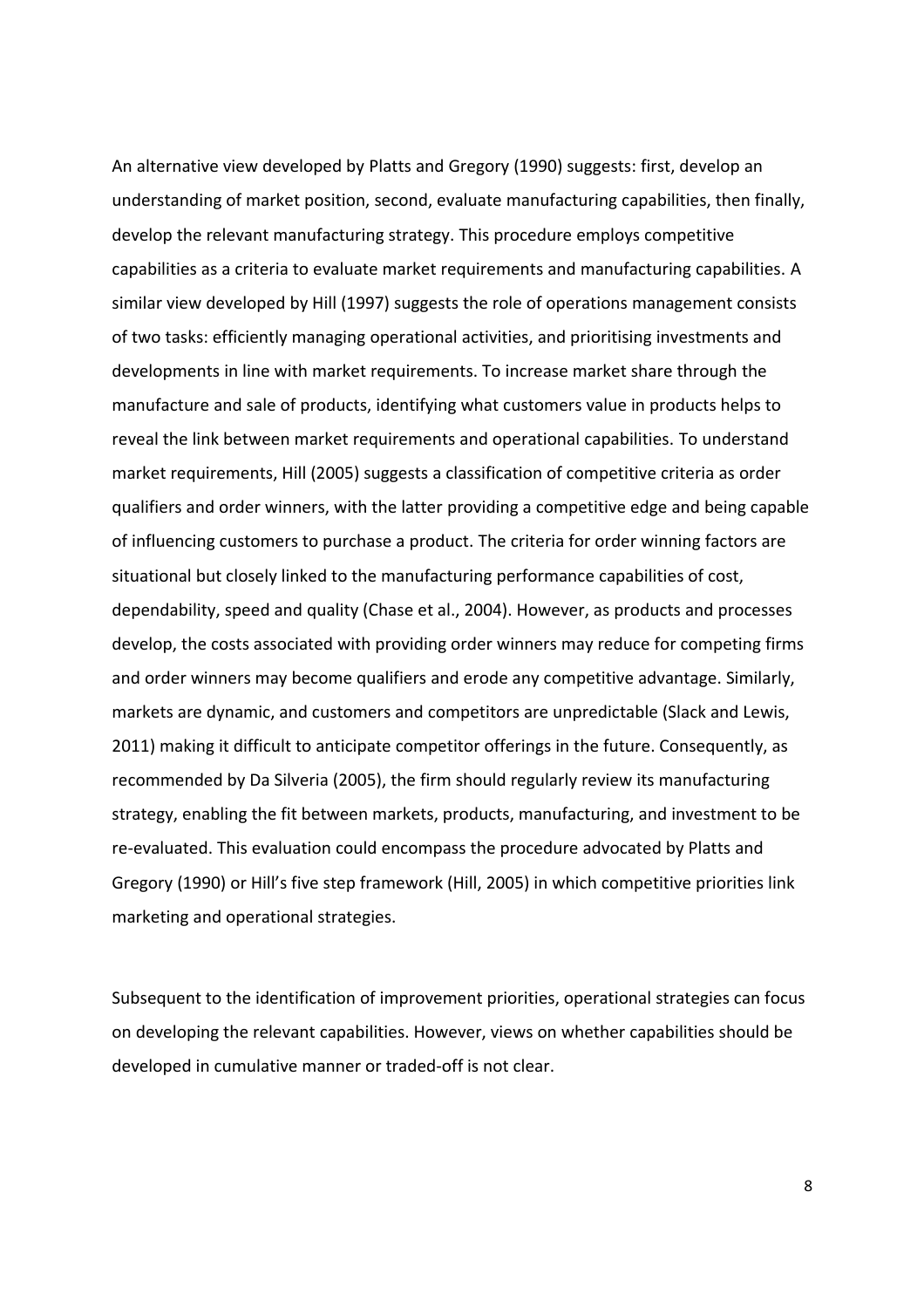An alternative view developed by Platts and Gregory (1990) suggests: first, develop an understanding of market position, second, evaluate manufacturing capabilities, then finally, develop the relevant manufacturing strategy. This procedure employs competitive capabilities as a criteria to evaluate market requirements and manufacturing capabilities. A similar view developed by Hill (1997) suggests the role of operations management consists of two tasks: efficiently managing operational activities, and prioritising investments and developments in line with market requirements. To increase market share through the manufacture and sale of products, identifying what customers value in products helps to reveal the link between market requirements and operational capabilities. To understand market requirements, Hill (2005) suggests a classification of competitive criteria as order qualifiers and order winners, with the latter providing a competitive edge and being capable of influencing customers to purchase a product. The criteria for order winning factors are situational but closely linked to the manufacturing performance capabilities of cost, dependability, speed and quality (Chase et al., 2004). However, as products and processes develop, the costs associated with providing order winners may reduce for competing firms and order winners may become qualifiers and erode any competitive advantage. Similarly, markets are dynamic, and customers and competitors are unpredictable (Slack and Lewis, 2011) making it difficult to anticipate competitor offerings in the future. Consequently, as recommended by Da Silveria (2005), the firm should regularly review its manufacturing strategy, enabling the fit between markets, products, manufacturing, and investment to be re-evaluated. This evaluation could encompass the procedure advocated by Platts and Gregory (1990) or Hill's five step framework (Hill, 2005) in which competitive priorities link marketing and operational strategies.

Subsequent to the identification of improvement priorities, operational strategies can focus on developing the relevant capabilities. However, views on whether capabilities should be developed in cumulative manner or traded-off is not clear.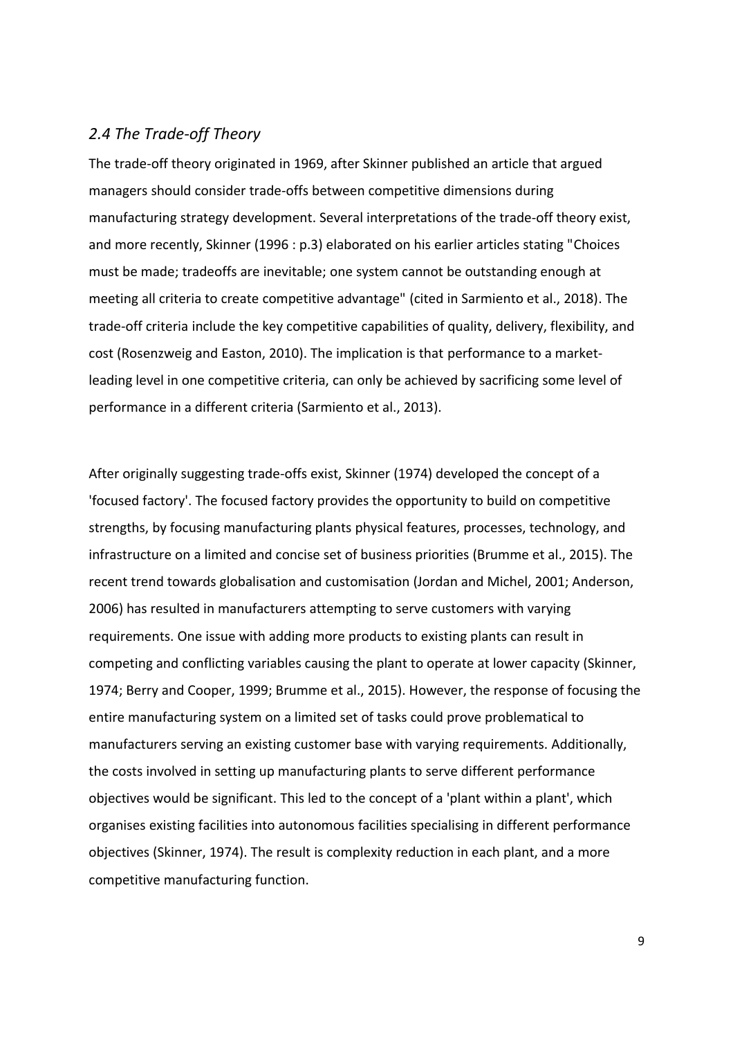## *2.4 The Trade-off Theory*

The trade-off theory originated in 1969, after Skinner published an article that argued managers should consider trade-offs between competitive dimensions during manufacturing strategy development. Several interpretations of the trade-off theory exist, and more recently, Skinner (1996 : p.3) elaborated on his earlier articles stating "Choices must be made; tradeoffs are inevitable; one system cannot be outstanding enough at meeting all criteria to create competitive advantage" (cited in Sarmiento et al., 2018). The trade-off criteria include the key competitive capabilities of quality, delivery, flexibility, and cost (Rosenzweig and Easton, 2010). The implication is that performance to a market-leading level in one competitive criteria, can only be achieved by sacrificing some level of performance in a different criteria (Sarmiento et al., 2013).

After originally suggesting trade-offs exist, Skinner (1974) developed the concept of a 'focused factory'. The focused factory provides the opportunity to build on competitive strengths, by focusing manufacturing plants physical features, processes, technology, and infrastructure on a limited and concise set of business priorities (Brumme et al., 2015). The recent trend towards globalisation and customisation (Jordan and Michel, 2001; Anderson, 2006) has resulted in manufacturers attempting to serve customers with varying requirements. One issue with adding more products to existing plants can result in competing and conflicting variables causing the plant to operate at lower capacity (Skinner, 1974; Berry and Cooper, 1999; Brumme et al., 2015). However, the response of focusing the entire manufacturing system on a limited set of tasks could prove problematical to manufacturers serving an existing customer base with varying requirements. Additionally, the costs involved in setting up manufacturing plants to serve different performance objectives would be significant. This led to the concept of a 'plant within a plant', which organises existing facilities into autonomous facilities specialising in different performance objectives (Skinner, 1974). The result is complexity reduction in each plant, and a more competitive manufacturing function.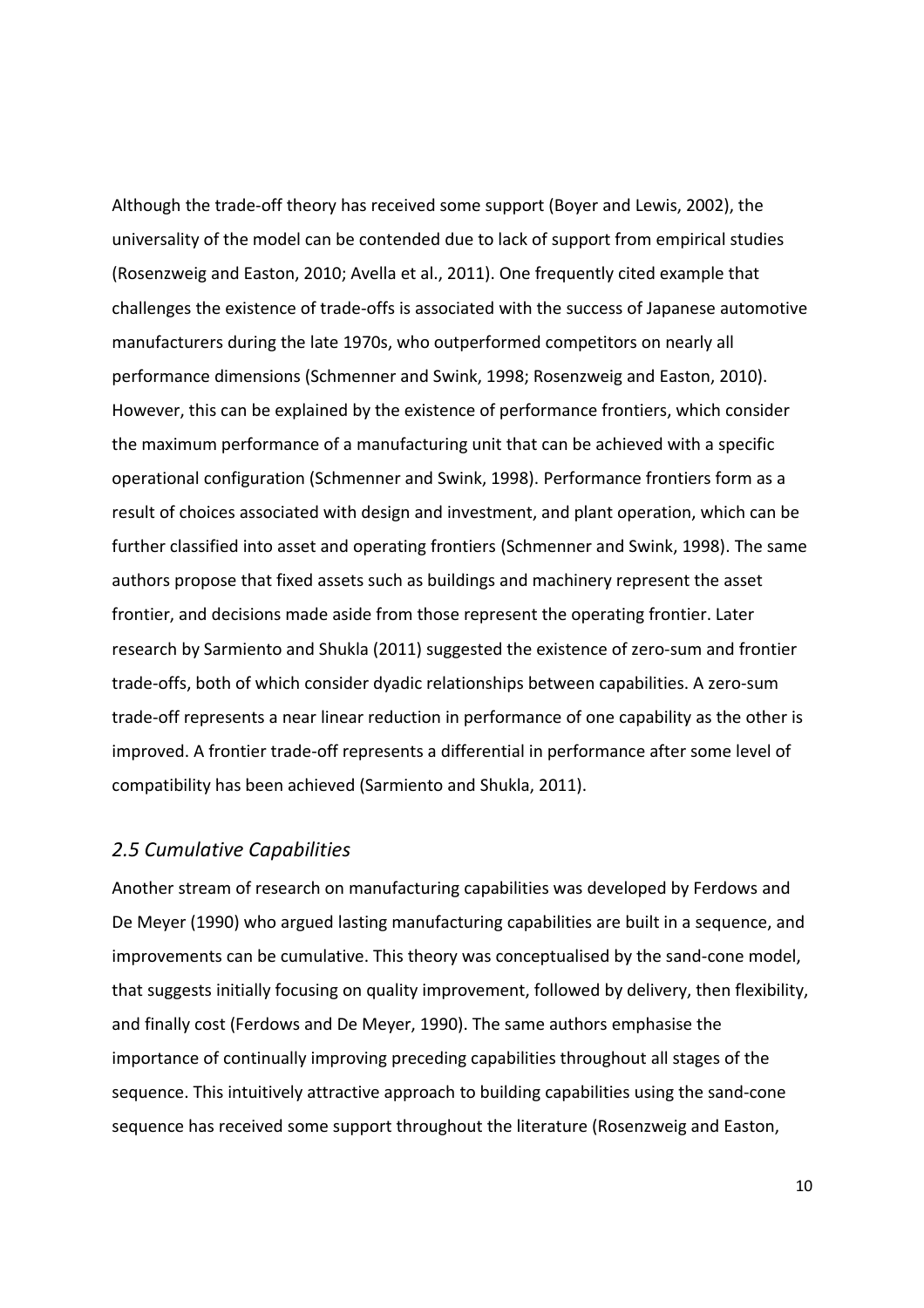Although the trade-off theory has received some support (Boyer and Lewis, 2002), the universality of the model can be contended due to lack of support from empirical studies (Rosenzweig and Easton, 2010; Avella et al., 2011). One frequently cited example that challenges the existence of trade-offs is associated with the success of Japanese automotive manufacturers during the late 1970s, who outperformed competitors on nearly all performance dimensions (Schmenner and Swink, 1998; Rosenzweig and Easton, 2010). However, this can be explained by the existence of performance frontiers, which consider the maximum performance of a manufacturing unit that can be achieved with a specific operational configuration (Schmenner and Swink, 1998). Performance frontiers form as a result of choices associated with design and investment, and plant operation, which can be further classified into asset and operating frontiers (Schmenner and Swink, 1998). The same authors propose that fixed assets such as buildings and machinery represent the asset frontier, and decisions made aside from those represent the operating frontier. Later research by Sarmiento and Shukla (2011) suggested the existence of zero-sum and frontier trade-offs, both of which consider dyadic relationships between capabilities. A zero-sum trade-off represents a near linear reduction in performance of one capability as the other is improved. A frontier trade-off represents a differential in performance after some level of compatibility has been achieved (Sarmiento and Shukla, 2011).

## *2.5 Cumulative Capabilities*

Another stream of research on manufacturing capabilities was developed by Ferdows and De Meyer (1990) who argued lasting manufacturing capabilities are built in a sequence, and improvements can be cumulative. This theory was conceptualised by the sand-cone model, that suggests initially focusing on quality improvement, followed by delivery, then flexibility, and finally cost (Ferdows and De Meyer, 1990). The same authors emphasise the importance of continually improving preceding capabilities throughout all stages of the sequence. This intuitively attractive approach to building capabilities using the sand-cone sequence has received some support throughout the literature (Rosenzweig and Easton,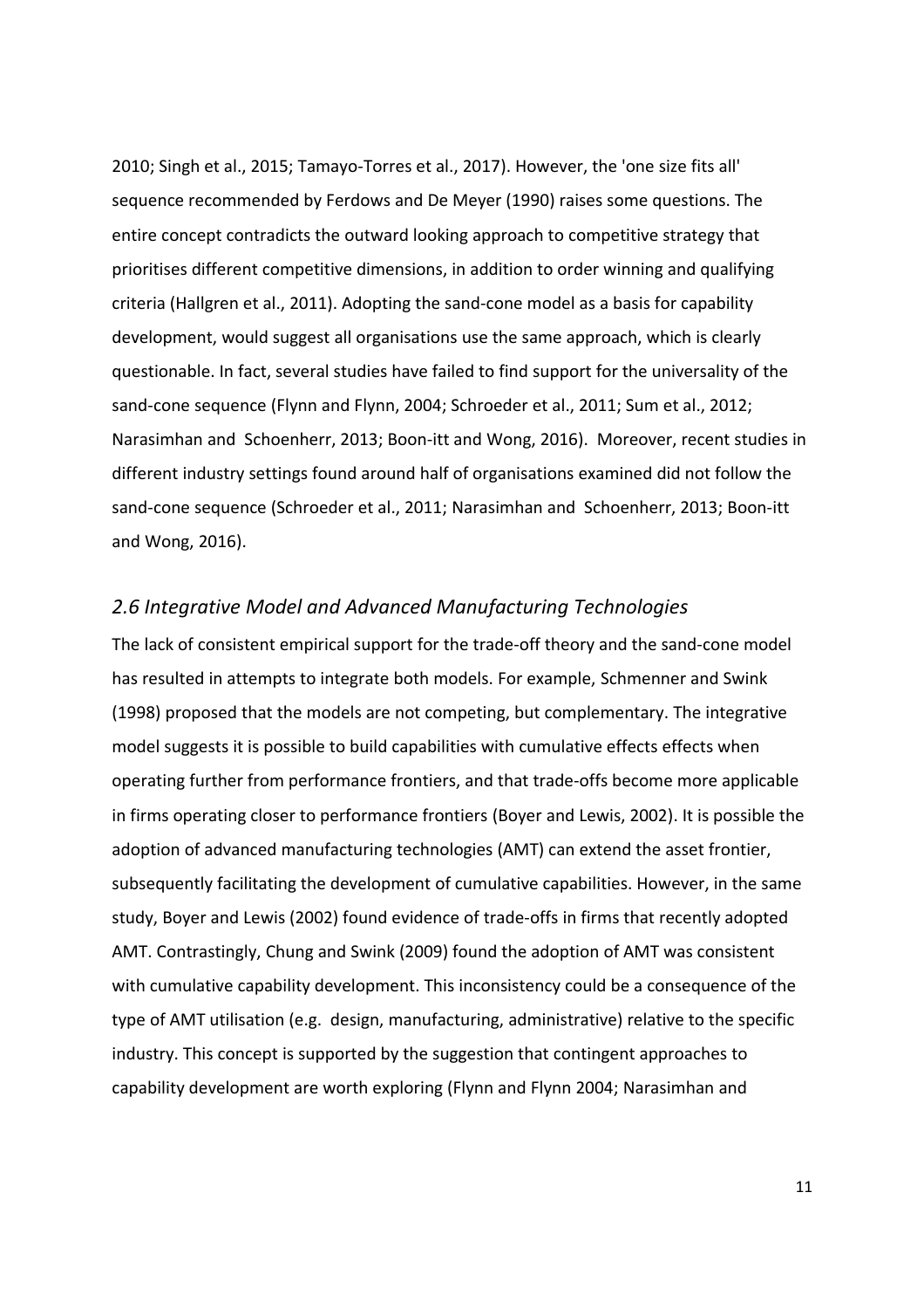2010; Singh et al., 2015; Tamayo-Torres et al., 2017). However, the 'one size fits all' sequence recommended by Ferdows and De Meyer (1990) raises some questions. The entire concept contradicts the outward looking approach to competitive strategy that prioritises different competitive dimensions, in addition to order winning and qualifying criteria (Hallgren et al., 2011). Adopting the sand-cone model as a basis for capability development, would suggest all organisations use the same approach, which is clearly questionable. In fact, several studies have failed to find support for the universality of the sand-cone sequence (Flynn and Flynn, 2004; Schroeder et al., 2011; Sum et al., 2012; Narasimhan and Schoenherr, 2013; Boon-itt and Wong, 2016). Moreover, recent studies in different industry settings found around half of organisations examined did not follow the sand-cone sequence (Schroeder et al., 2011; Narasimhan and Schoenherr, 2013; Boon-itt and Wong, 2016).

## *2.6 Integrative Model and Advanced Manufacturing Technologies*

The lack of consistent empirical support for the trade-off theory and the sand-cone model has resulted in attempts to integrate both models. For example, Schmenner and Swink (1998) proposed that the models are not competing, but complementary. The integrative model suggests it is possible to build capabilities with cumulative effects effects when operating further from performance frontiers, and that trade-offs become more applicable in firms operating closer to performance frontiers (Boyer and Lewis, 2002). It is possible the adoption of advanced manufacturing technologies (AMT) can extend the asset frontier, subsequently facilitating the development of cumulative capabilities. However, in the same study, Boyer and Lewis (2002) found evidence of trade-offs in firms that recently adopted AMT. Contrastingly, Chung and Swink (2009) found the adoption of AMT was consistent with cumulative capability development. This inconsistency could be a consequence of the type of AMT utilisation (e.g. design, manufacturing, administrative) relative to the specific industry. This concept is supported by the suggestion that contingent approaches to capability development are worth exploring (Flynn and Flynn 2004; Narasimhan and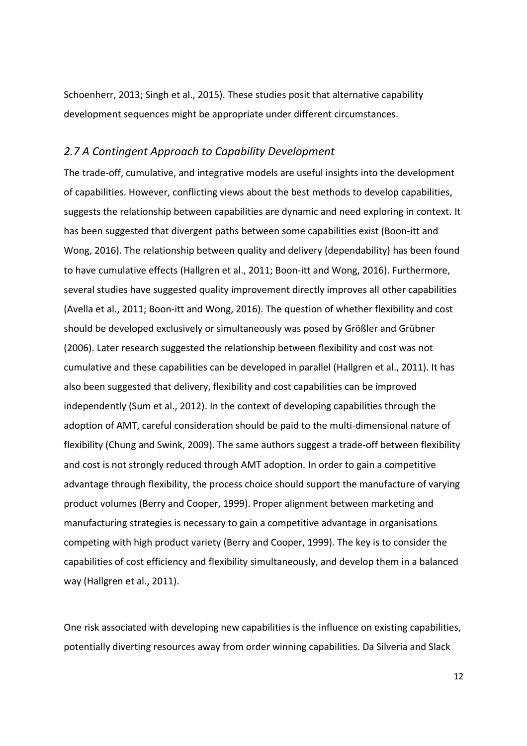Schoenherr, 2013; Singh et al., 2015). These studies posit that alternative capability development sequences might be appropriate under different circumstances.

## *2.7 A Contingent Approach to Capability Development*

The trade-off, cumulative, and integrative models are useful insights into the development of capabilities. However, conflicting views about the best methods to develop capabilities, suggests the relationship between capabilities are dynamic and need exploring in context. It has been suggested that divergent paths between some capabilities exist (Boon-itt and Wong, 2016). The relationship between quality and delivery (dependability) has been found to have cumulative effects (Hallgren et al., 2011; Boon-itt and Wong, 2016). Furthermore, several studies have suggested quality improvement directly improves all other capabilities (Avella et al., 2011; Boon-itt and Wong, 2016). The question of whether flexibility and cost should be developed exclusively or simultaneously was posed by Größler and Grübner (2006). Later research suggested the relationship between flexibility and cost was not cumulative and these capabilities can be developed in parallel (Hallgren et al., 2011). It has also been suggested that delivery, flexibility and cost capabilities can be improved independently (Sum et al., 2012). In the context of developing capabilities through the adoption of AMT, careful consideration should be paid to the multi-dimensional nature of flexibility (Chung and Swink, 2009). The same authors suggest a trade-off between flexibility and cost is not strongly reduced through AMT adoption. In order to gain a competitive advantage through flexibility, the process choice should support the manufacture of varying product volumes (Berry and Cooper, 1999). Proper alignment between marketing and manufacturing strategies is necessary to gain a competitive advantage in organisations competing with high product variety (Berry and Cooper, 1999). The key is to consider the capabilities of cost efficiency and flexibility simultaneously, and develop them in a balanced way (Hallgren et al., 2011).

One risk associated with developing new capabilities is the influence on existing capabilities, potentially diverting resources away from order winning capabilities. Da Silveria and Slack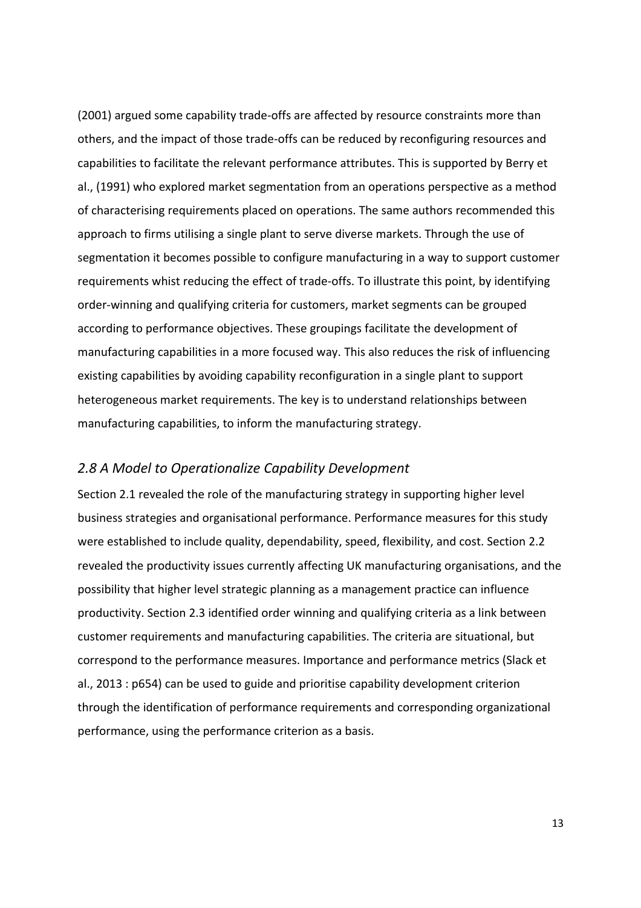(2001) argued some capability trade-offs are affected by resource constraints more than others, and the impact of those trade-offs can be reduced by reconfiguring resources and capabilities to facilitate the relevant performance attributes. This is supported by Berry et al., (1991) who explored market segmentation from an operations perspective as a method of characterising requirements placed on operations. The same authors recommended this approach to firms utilising a single plant to serve diverse markets. Through the use of segmentation it becomes possible to configure manufacturing in a way to support customer requirements whist reducing the effect of trade-offs. To illustrate this point, by identifying order-winning and qualifying criteria for customers, market segments can be grouped according to performance objectives. These groupings facilitate the development of manufacturing capabilities in a more focused way. This also reduces the risk of influencing existing capabilities by avoiding capability reconfiguration in a single plant to support heterogeneous market requirements. The key is to understand relationships between manufacturing capabilities, to inform the manufacturing strategy.

## *2.8 A Model to Operationalize Capability Development*

Section 2.1 revealed the role of the manufacturing strategy in supporting higher level business strategies and organisational performance. Performance measures for this study were established to include quality, dependability, speed, flexibility, and cost. Section 2.2 revealed the productivity issues currently affecting UK manufacturing organisations, and the possibility that higher level strategic planning as a management practice can influence productivity. Section 2.3 identified order winning and qualifying criteria as a link between customer requirements and manufacturing capabilities. The criteria are situational, but correspond to the performance measures. Importance and performance metrics (Slack et al., 2013 : p654) can be used to guide and prioritise capability development criterion through the identification of performance requirements and corresponding organizational performance, using the performance criterion as a basis.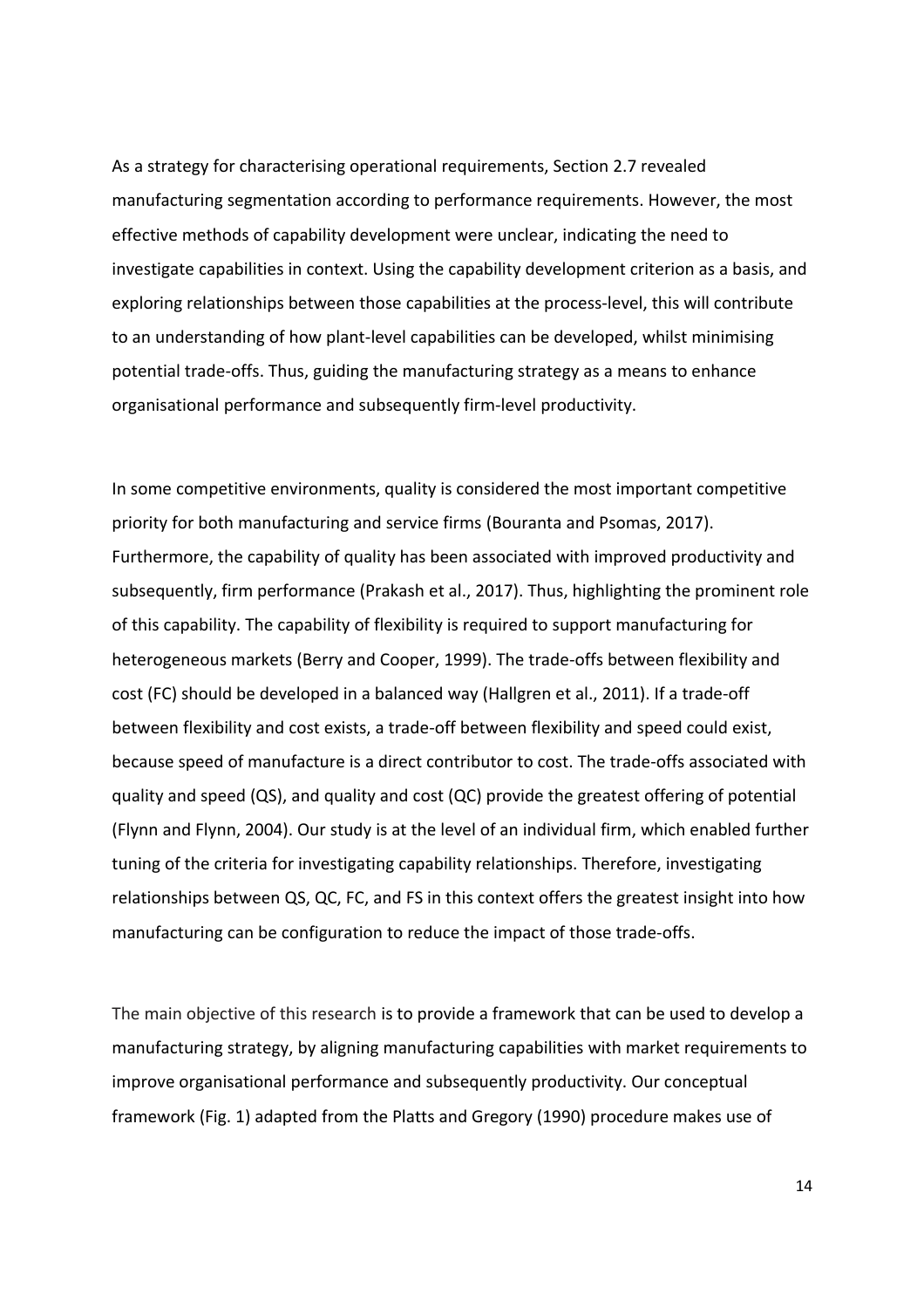As a strategy for characterising operational requirements, Section 2.7 revealed manufacturing segmentation according to performance requirements. However, the most effective methods of capability development were unclear, indicating the need to investigate capabilities in context. Using the capability development criterion as a basis, and exploring relationships between those capabilities at the process-level, this will contribute to an understanding of how plant-level capabilities can be developed, whilst minimising potential trade-offs. Thus, guiding the manufacturing strategy as a means to enhance organisational performance and subsequently firm-level productivity.

In some competitive environments, quality is considered the most important competitive priority for both manufacturing and service firms (Bouranta and Psomas, 2017). Furthermore, the capability of quality has been associated with improved productivity and subsequently, firm performance (Prakash et al., 2017). Thus, highlighting the prominent role of this capability. The capability of flexibility is required to support manufacturing for heterogeneous markets (Berry and Cooper, 1999). The trade-offs between flexibility and cost (FC) should be developed in a balanced way (Hallgren et al., 2011). If a trade-off between flexibility and cost exists, a trade-off between flexibility and speed could exist, because speed of manufacture is a direct contributor to cost. The trade-offs associated with quality and speed (QS), and quality and cost (QC) provide the greatest offering of potential (Flynn and Flynn, 2004). Our study is at the level of an individual firm, which enabled further tuning of the criteria for investigating capability relationships. Therefore, investigating relationships between QS, QC, FC, and FS in this context offers the greatest insight into how manufacturing can be configuration to reduce the impact of those trade-offs.

The main objective of this research is to provide a framework that can be used to develop a manufacturing strategy, by aligning manufacturing capabilities with market requirements to improve organisational performance and subsequently productivity. Our conceptual framework (Fig. 1) adapted from the Platts and Gregory (1990) procedure makes use of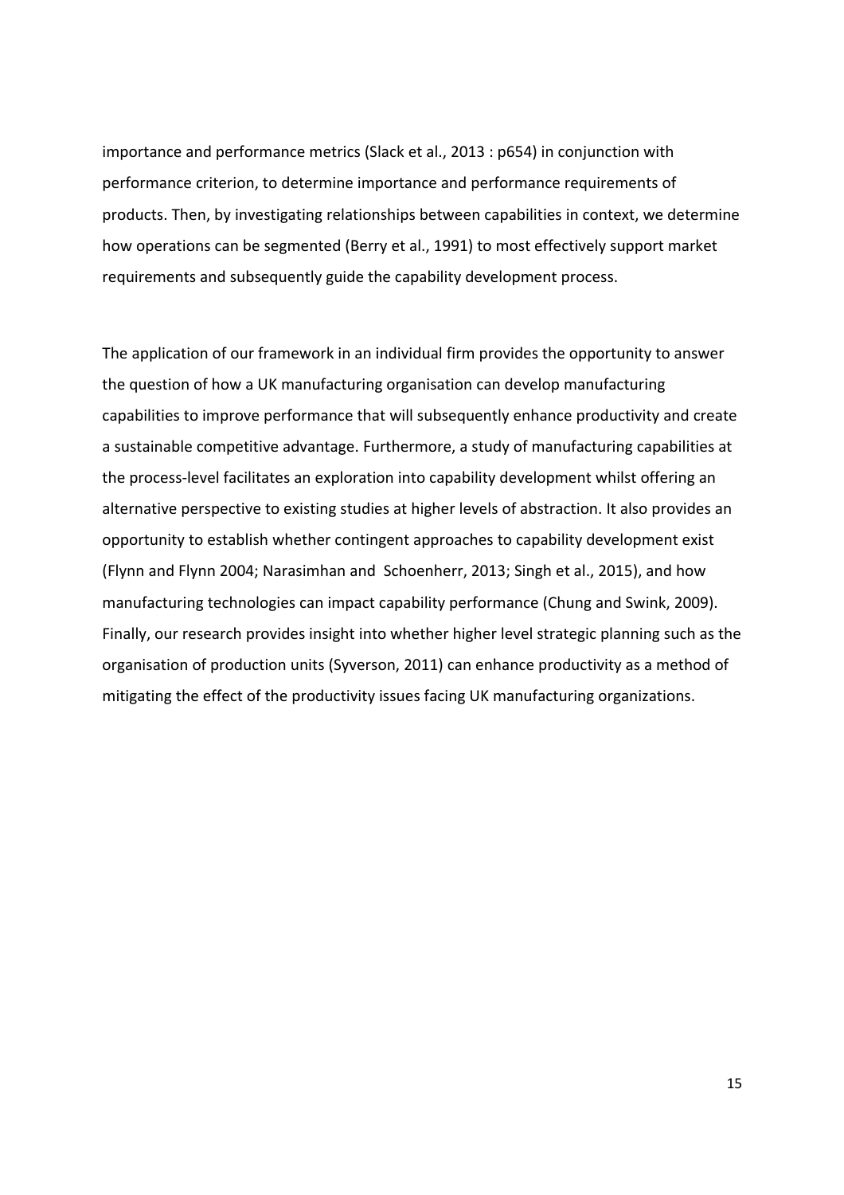importance and performance metrics (Slack et al., 2013 : p654) in conjunction with performance criterion, to determine importance and performance requirements of products. Then, by investigating relationships between capabilities in context, we determine how operations can be segmented (Berry et al., 1991) to most effectively support market requirements and subsequently guide the capability development process.

The application of our framework in an individual firm provides the opportunity to answer the question of how a UK manufacturing organisation can develop manufacturing capabilities to improve performance that will subsequently enhance productivity and create a sustainable competitive advantage. Furthermore, a study of manufacturing capabilities at the process-level facilitates an exploration into capability development whilst offering an alternative perspective to existing studies at higher levels of abstraction. It also provides an opportunity to establish whether contingent approaches to capability development exist (Flynn and Flynn 2004; Narasimhan and  Schoenherr, 2013; Singh et al., 2015), and how manufacturing technologies can impact capability performance (Chung and Swink, 2009). Finally, our research provides insight into whether higher level strategic planning such as the organisation of production units (Syverson, 2011) can enhance productivity as a method of mitigating the effect of the productivity issues facing UK manufacturing organizations.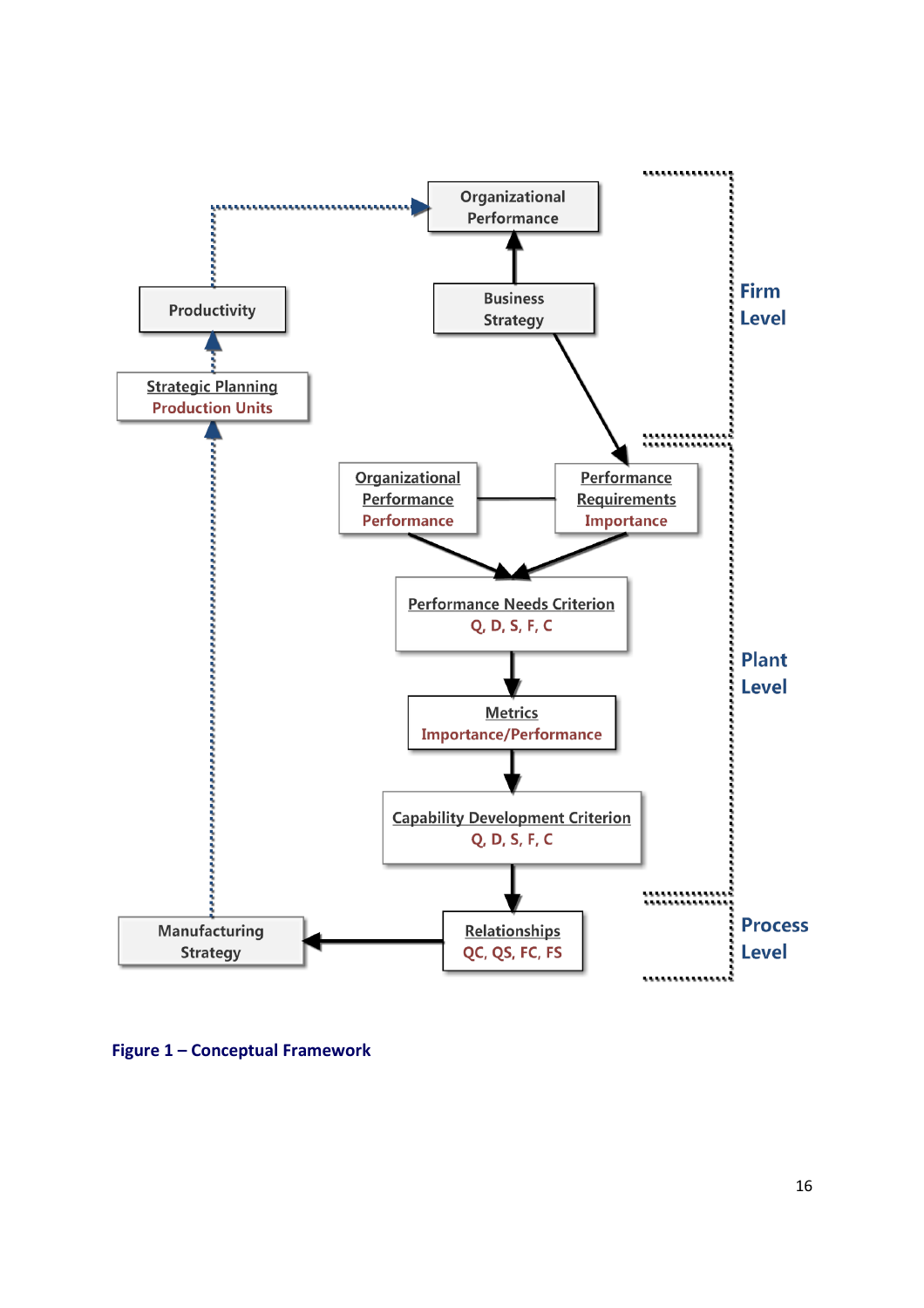Organizational Performance

Business Strategy

Productivity

Strategic Planning
Production Units

Firm Level

Organizational Performance
Performance

Performance Requirements
Importance

Performance Needs Criterion
Q, D, S, F, C

Metrics
Importance/Performance

Capability Development Criterion
Q, D, S, F, C

Plant Level

Manufacturing Strategy

Relationships
QC, QS, FC, FS

Process Level

**Figure 1 – Conceptual Framework**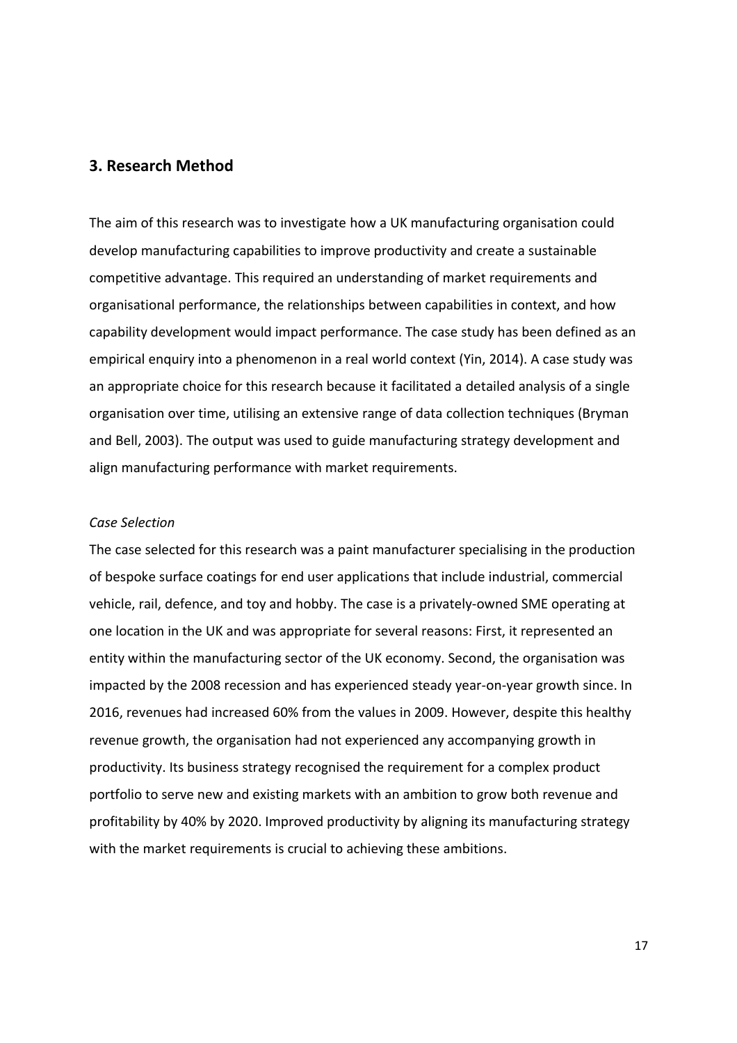## 3. Research Method

The aim of this research was to investigate how a UK manufacturing organisation could develop manufacturing capabilities to improve productivity and create a sustainable competitive advantage. This required an understanding of market requirements and organisational performance, the relationships between capabilities in context, and how capability development would impact performance. The case study has been defined as an empirical enquiry into a phenomenon in a real world context (Yin, 2014). A case study was an appropriate choice for this research because it facilitated a detailed analysis of a single organisation over time, utilising an extensive range of data collection techniques (Bryman and Bell, 2003). The output was used to guide manufacturing strategy development and align manufacturing performance with market requirements.

*Case Selection*

The case selected for this research was a paint manufacturer specialising in the production of bespoke surface coatings for end user applications that include industrial, commercial vehicle, rail, defence, and toy and hobby. The case is a privately-owned SME operating at one location in the UK and was appropriate for several reasons: First, it represented an entity within the manufacturing sector of the UK economy. Second, the organisation was impacted by the 2008 recession and has experienced steady year-on-year growth since. In 2016, revenues had increased 60% from the values in 2009. However, despite this healthy revenue growth, the organisation had not experienced any accompanying growth in productivity. Its business strategy recognised the requirement for a complex product portfolio to serve new and existing markets with an ambition to grow both revenue and profitability by 40% by 2020. Improved productivity by aligning its manufacturing strategy with the market requirements is crucial to achieving these ambitions.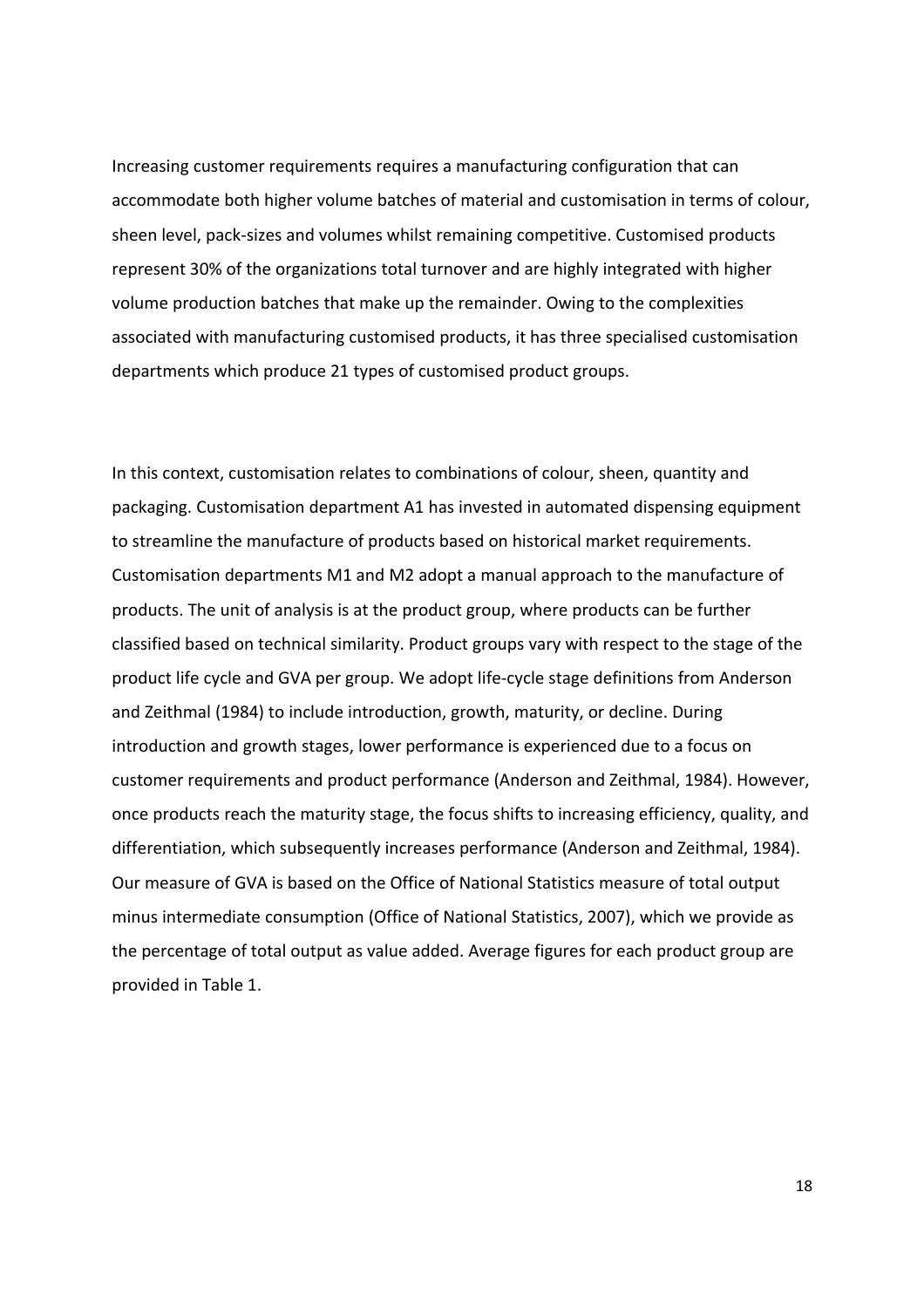Increasing customer requirements requires a manufacturing configuration that can accommodate both higher volume batches of material and customisation in terms of colour, sheen level, pack-sizes and volumes whilst remaining competitive. Customised products represent 30% of the organizations total turnover and are highly integrated with higher volume production batches that make up the remainder. Owing to the complexities associated with manufacturing customised products, it has three specialised customisation departments which produce 21 types of customised product groups.

In this context, customisation relates to combinations of colour, sheen, quantity and packaging. Customisation department A1 has invested in automated dispensing equipment to streamline the manufacture of products based on historical market requirements. Customisation departments M1 and M2 adopt a manual approach to the manufacture of products. The unit of analysis is at the product group, where products can be further classified based on technical similarity. Product groups vary with respect to the stage of the product life cycle and GVA per group. We adopt life-cycle stage definitions from Anderson and Zeithmal (1984) to include introduction, growth, maturity, or decline. During introduction and growth stages, lower performance is experienced due to a focus on customer requirements and product performance (Anderson and Zeithmal, 1984). However, once products reach the maturity stage, the focus shifts to increasing efficiency, quality, and differentiation, which subsequently increases performance (Anderson and Zeithmal, 1984). Our measure of GVA is based on the Office of National Statistics measure of total output minus intermediate consumption (Office of National Statistics, 2007), which we provide as the percentage of total output as value added. Average figures for each product group are provided in Table 1.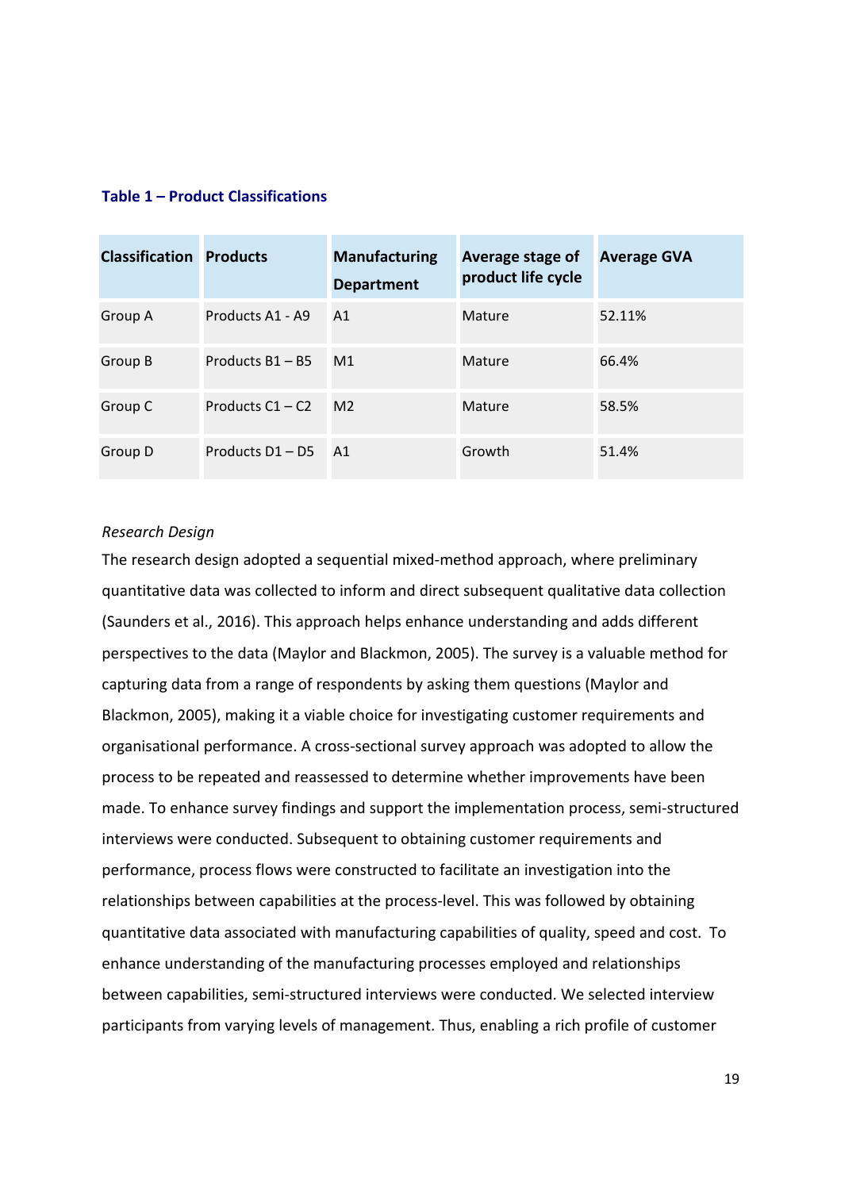**Table 1 – Product Classifications**

| Classification | Products | Manufacturing Department | Average stage of product life cycle | Average GVA |
|---|---|---|---|---|
| Group A | Products A1 - A9 | A1 | Mature | 52.11% |
| Group B | Products B1 – B5 | M1 | Mature | 66.4% |
| Group C | Products C1 – C2 | M2 | Mature | 58.5% |
| Group D | Products D1 – D5 | A1 | Growth | 51.4% |

*Research Design*

The research design adopted a sequential mixed-method approach, where preliminary quantitative data was collected to inform and direct subsequent qualitative data collection (Saunders et al., 2016). This approach helps enhance understanding and adds different perspectives to the data (Maylor and Blackmon, 2005). The survey is a valuable method for capturing data from a range of respondents by asking them questions (Maylor and Blackmon, 2005), making it a viable choice for investigating customer requirements and organisational performance. A cross-sectional survey approach was adopted to allow the process to be repeated and reassessed to determine whether improvements have been made. To enhance survey findings and support the implementation process, semi-structured interviews were conducted. Subsequent to obtaining customer requirements and performance, process flows were constructed to facilitate an investigation into the relationships between capabilities at the process-level. This was followed by obtaining quantitative data associated with manufacturing capabilities of quality, speed and cost. To enhance understanding of the manufacturing processes employed and relationships between capabilities, semi-structured interviews were conducted. We selected interview participants from varying levels of management. Thus, enabling a rich profile of customer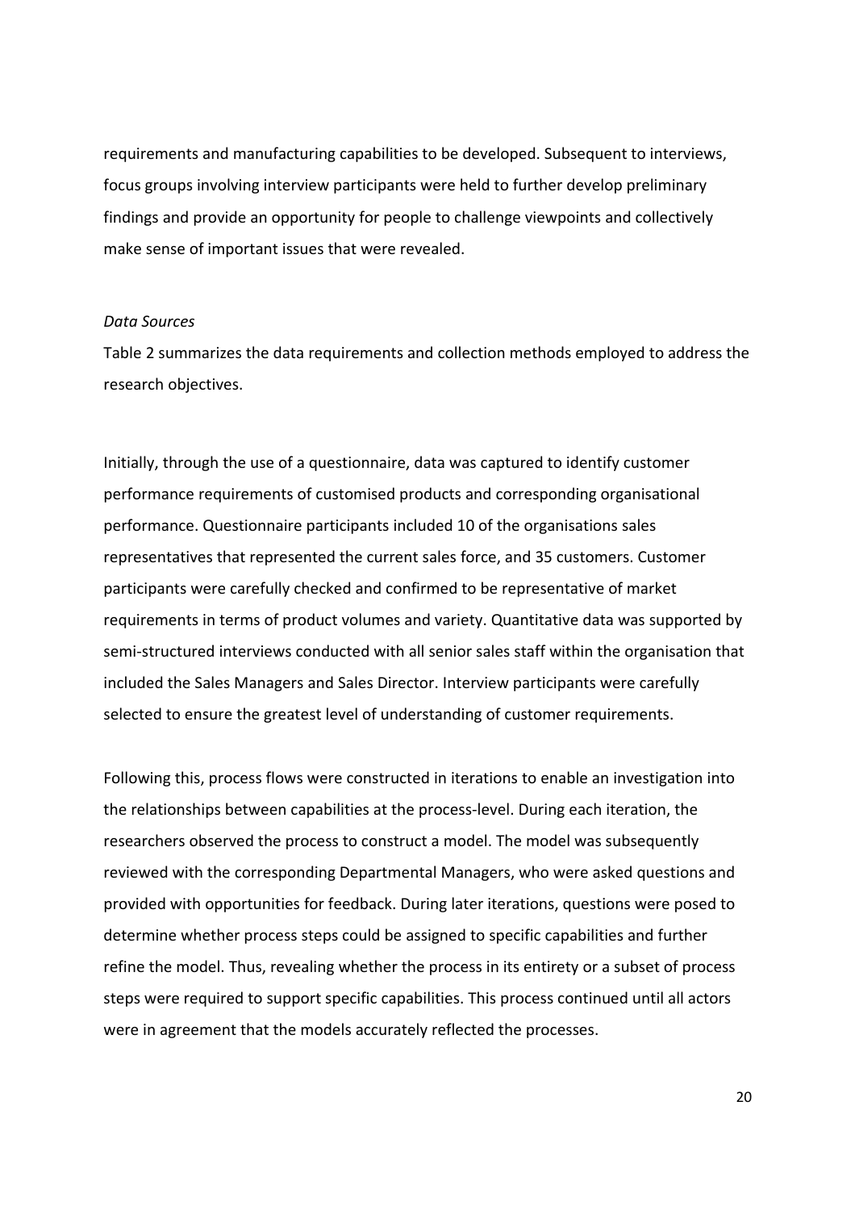requirements and manufacturing capabilities to be developed. Subsequent to interviews, focus groups involving interview participants were held to further develop preliminary findings and provide an opportunity for people to challenge viewpoints and collectively make sense of important issues that were revealed.

*Data Sources*

Table 2 summarizes the data requirements and collection methods employed to address the research objectives.

Initially, through the use of a questionnaire, data was captured to identify customer performance requirements of customised products and corresponding organisational performance. Questionnaire participants included 10 of the organisations sales representatives that represented the current sales force, and 35 customers. Customer participants were carefully checked and confirmed to be representative of market requirements in terms of product volumes and variety. Quantitative data was supported by semi-structured interviews conducted with all senior sales staff within the organisation that included the Sales Managers and Sales Director. Interview participants were carefully selected to ensure the greatest level of understanding of customer requirements.

Following this, process flows were constructed in iterations to enable an investigation into the relationships between capabilities at the process-level. During each iteration, the researchers observed the process to construct a model. The model was subsequently reviewed with the corresponding Departmental Managers, who were asked questions and provided with opportunities for feedback. During later iterations, questions were posed to determine whether process steps could be assigned to specific capabilities and further refine the model. Thus, revealing whether the process in its entirety or a subset of process steps were required to support specific capabilities. This process continued until all actors were in agreement that the models accurately reflected the processes.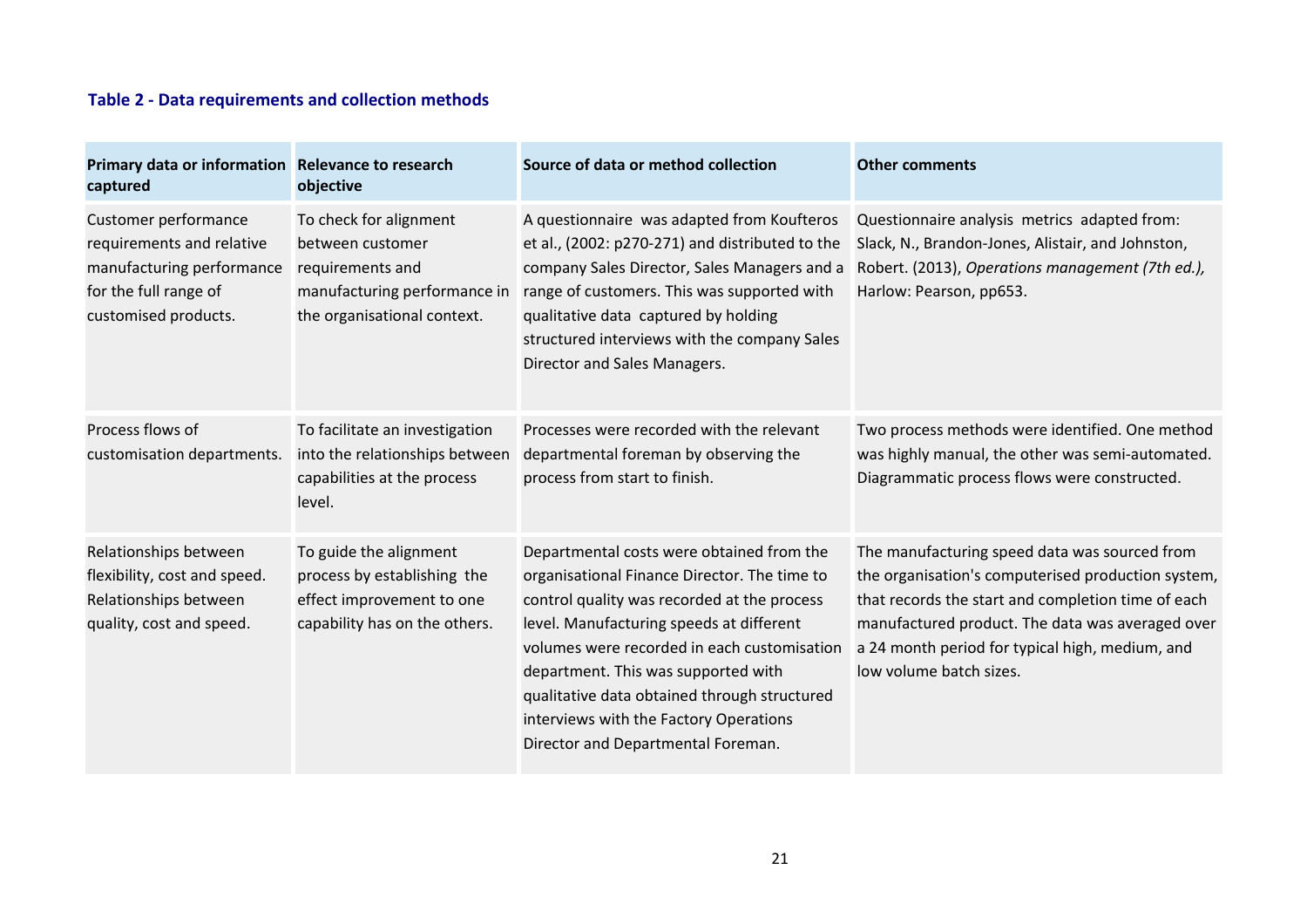**Table 2 - Data requirements and collection methods**

| Primary data or information captured | Relevance to research objective | Source of data or method collection | Other comments |
|---|---|---|---|
| Customer performance requirements and relative manufacturing performance for the full range of customised products. | To check for alignment between customer requirements and manufacturing performance in the organisational context. | A questionnaire was adapted from Koufteros et al., (2002: p270-271) and distributed to the company Sales Director, Sales Managers and a range of customers. This was supported with qualitative data captured by holding structured interviews with the company Sales Director and Sales Managers. | Questionnaire analysis metrics adapted from: Slack, N., Brandon-Jones, Alistair, and Johnston, Robert. (2013), *Operations management (7th ed.),* Harlow: Pearson, pp653. |
| Process flows of customisation departments. | To facilitate an investigation into the relationships between capabilities at the process level. | Processes were recorded with the relevant departmental foreman by observing the process from start to finish. | Two process methods were identified. One method was highly manual, the other was semi-automated. Diagrammatic process flows were constructed. |
| Relationships between flexibility, cost and speed. Relationships between quality, cost and speed. | To guide the alignment process by establishing the effect improvement to one capability has on the others. | Departmental costs were obtained from the organisational Finance Director. The time to control quality was recorded at the process level. Manufacturing speeds at different volumes were recorded in each customisation department. This was supported with qualitative data obtained through structured interviews with the Factory Operations Director and Departmental Foreman. | The manufacturing speed data was sourced from the organisation's computerised production system, that records the start and completion time of each manufactured product. The data was averaged over a 24 month period for typical high, medium, and low volume batch sizes. |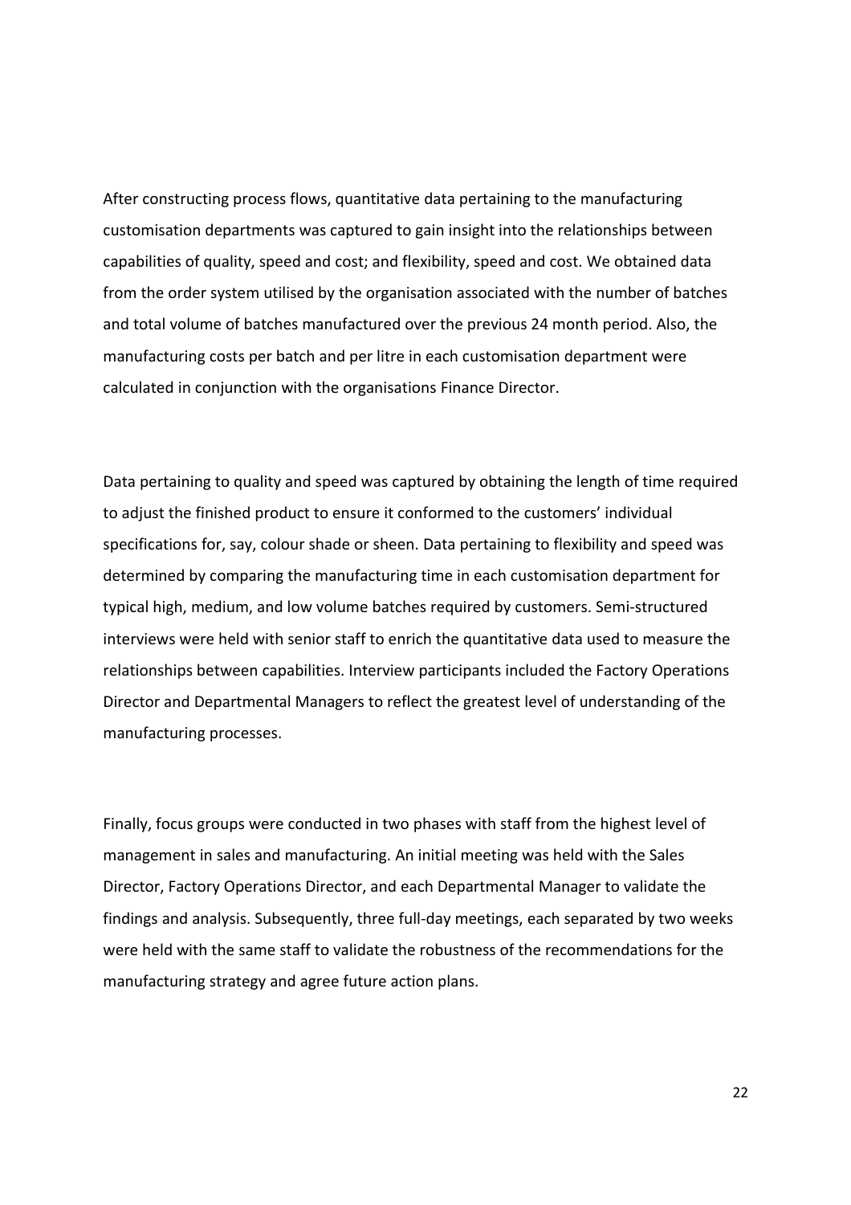After constructing process flows, quantitative data pertaining to the manufacturing customisation departments was captured to gain insight into the relationships between capabilities of quality, speed and cost; and flexibility, speed and cost. We obtained data from the order system utilised by the organisation associated with the number of batches and total volume of batches manufactured over the previous 24 month period. Also, the manufacturing costs per batch and per litre in each customisation department were calculated in conjunction with the organisations Finance Director.

Data pertaining to quality and speed was captured by obtaining the length of time required to adjust the finished product to ensure it conformed to the customers' individual specifications for, say, colour shade or sheen. Data pertaining to flexibility and speed was determined by comparing the manufacturing time in each customisation department for typical high, medium, and low volume batches required by customers. Semi-structured interviews were held with senior staff to enrich the quantitative data used to measure the relationships between capabilities. Interview participants included the Factory Operations Director and Departmental Managers to reflect the greatest level of understanding of the manufacturing processes.

Finally, focus groups were conducted in two phases with staff from the highest level of management in sales and manufacturing. An initial meeting was held with the Sales Director, Factory Operations Director, and each Departmental Manager to validate the findings and analysis. Subsequently, three full-day meetings, each separated by two weeks were held with the same staff to validate the robustness of the recommendations for the manufacturing strategy and agree future action plans.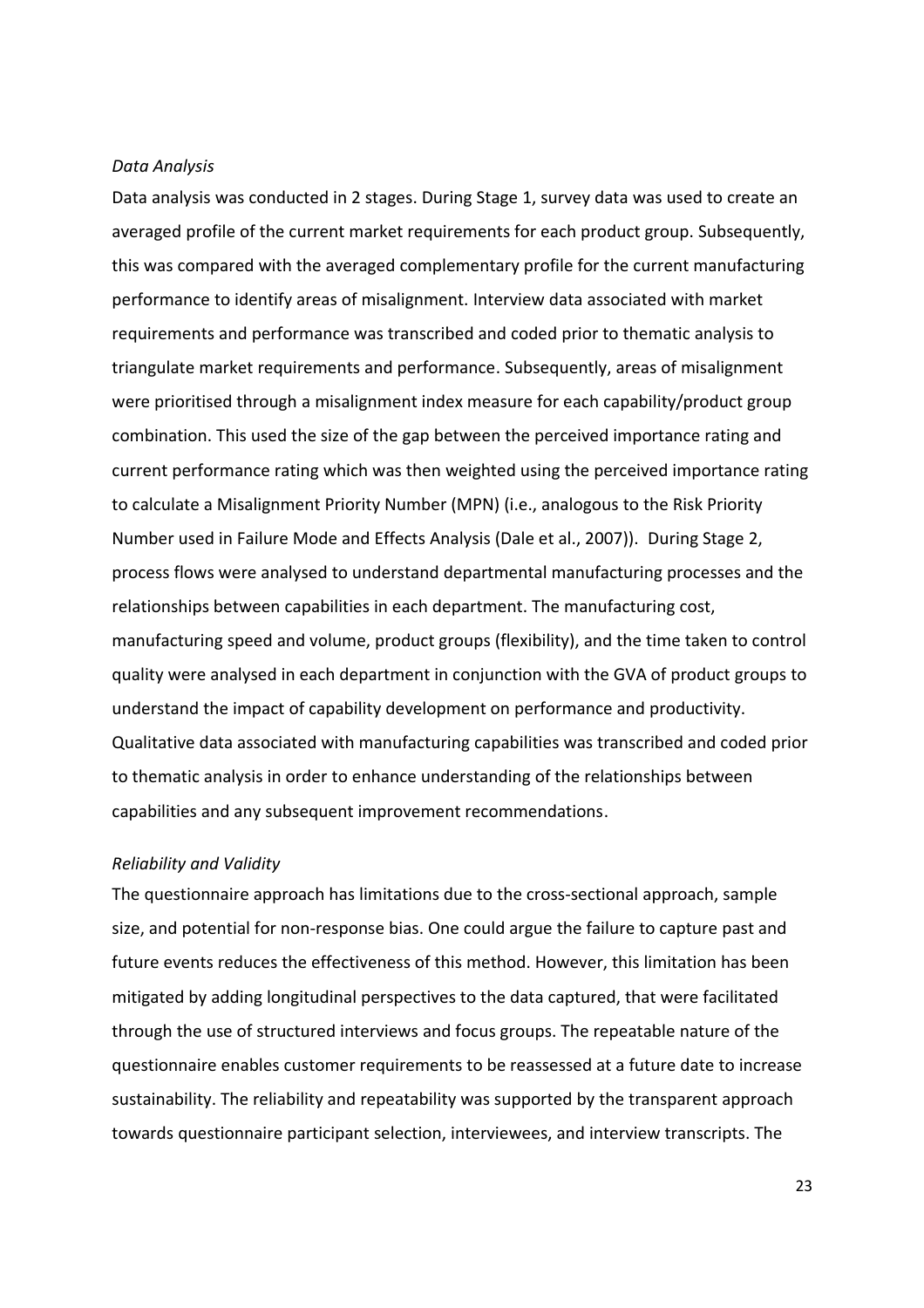*Data Analysis*

Data analysis was conducted in 2 stages. During Stage 1, survey data was used to create an averaged profile of the current market requirements for each product group. Subsequently, this was compared with the averaged complementary profile for the current manufacturing performance to identify areas of misalignment. Interview data associated with market requirements and performance was transcribed and coded prior to thematic analysis to triangulate market requirements and performance. Subsequently, areas of misalignment were prioritised through a misalignment index measure for each capability/product group combination. This used the size of the gap between the perceived importance rating and current performance rating which was then weighted using the perceived importance rating to calculate a Misalignment Priority Number (MPN) (i.e., analogous to the Risk Priority Number used in Failure Mode and Effects Analysis (Dale et al., 2007)). During Stage 2, process flows were analysed to understand departmental manufacturing processes and the relationships between capabilities in each department. The manufacturing cost, manufacturing speed and volume, product groups (flexibility), and the time taken to control quality were analysed in each department in conjunction with the GVA of product groups to understand the impact of capability development on performance and productivity. Qualitative data associated with manufacturing capabilities was transcribed and coded prior to thematic analysis in order to enhance understanding of the relationships between capabilities and any subsequent improvement recommendations.

*Reliability and Validity*

The questionnaire approach has limitations due to the cross-sectional approach, sample size, and potential for non-response bias. One could argue the failure to capture past and future events reduces the effectiveness of this method. However, this limitation has been mitigated by adding longitudinal perspectives to the data captured, that were facilitated through the use of structured interviews and focus groups. The repeatable nature of the questionnaire enables customer requirements to be reassessed at a future date to increase sustainability. The reliability and repeatability was supported by the transparent approach towards questionnaire participant selection, interviewees, and interview transcripts. The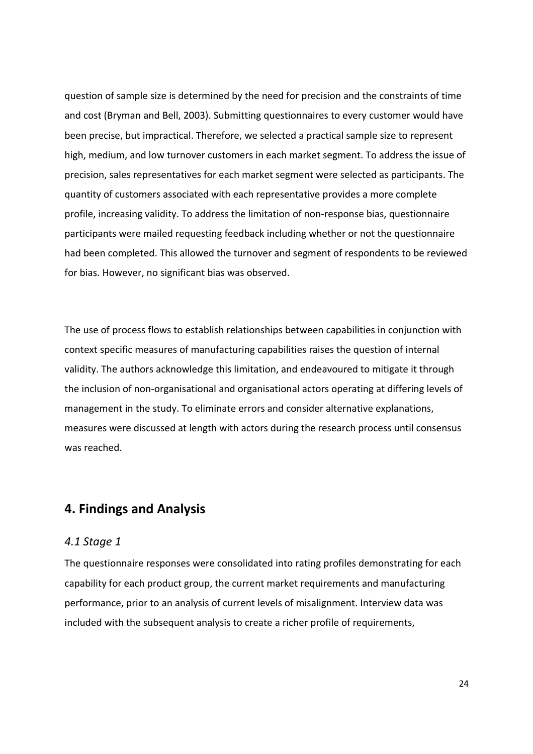question of sample size is determined by the need for precision and the constraints of time and cost (Bryman and Bell, 2003). Submitting questionnaires to every customer would have been precise, but impractical. Therefore, we selected a practical sample size to represent high, medium, and low turnover customers in each market segment. To address the issue of precision, sales representatives for each market segment were selected as participants. The quantity of customers associated with each representative provides a more complete profile, increasing validity. To address the limitation of non-response bias, questionnaire participants were mailed requesting feedback including whether or not the questionnaire had been completed. This allowed the turnover and segment of respondents to be reviewed for bias. However, no significant bias was observed.

The use of process flows to establish relationships between capabilities in conjunction with context specific measures of manufacturing capabilities raises the question of internal validity. The authors acknowledge this limitation, and endeavoured to mitigate it through the inclusion of non-organisational and organisational actors operating at differing levels of management in the study. To eliminate errors and consider alternative explanations, measures were discussed at length with actors during the research process until consensus was reached.

## 4. Findings and Analysis

### *4.1 Stage 1*

The questionnaire responses were consolidated into rating profiles demonstrating for each capability for each product group, the current market requirements and manufacturing performance, prior to an analysis of current levels of misalignment. Interview data was included with the subsequent analysis to create a richer profile of requirements,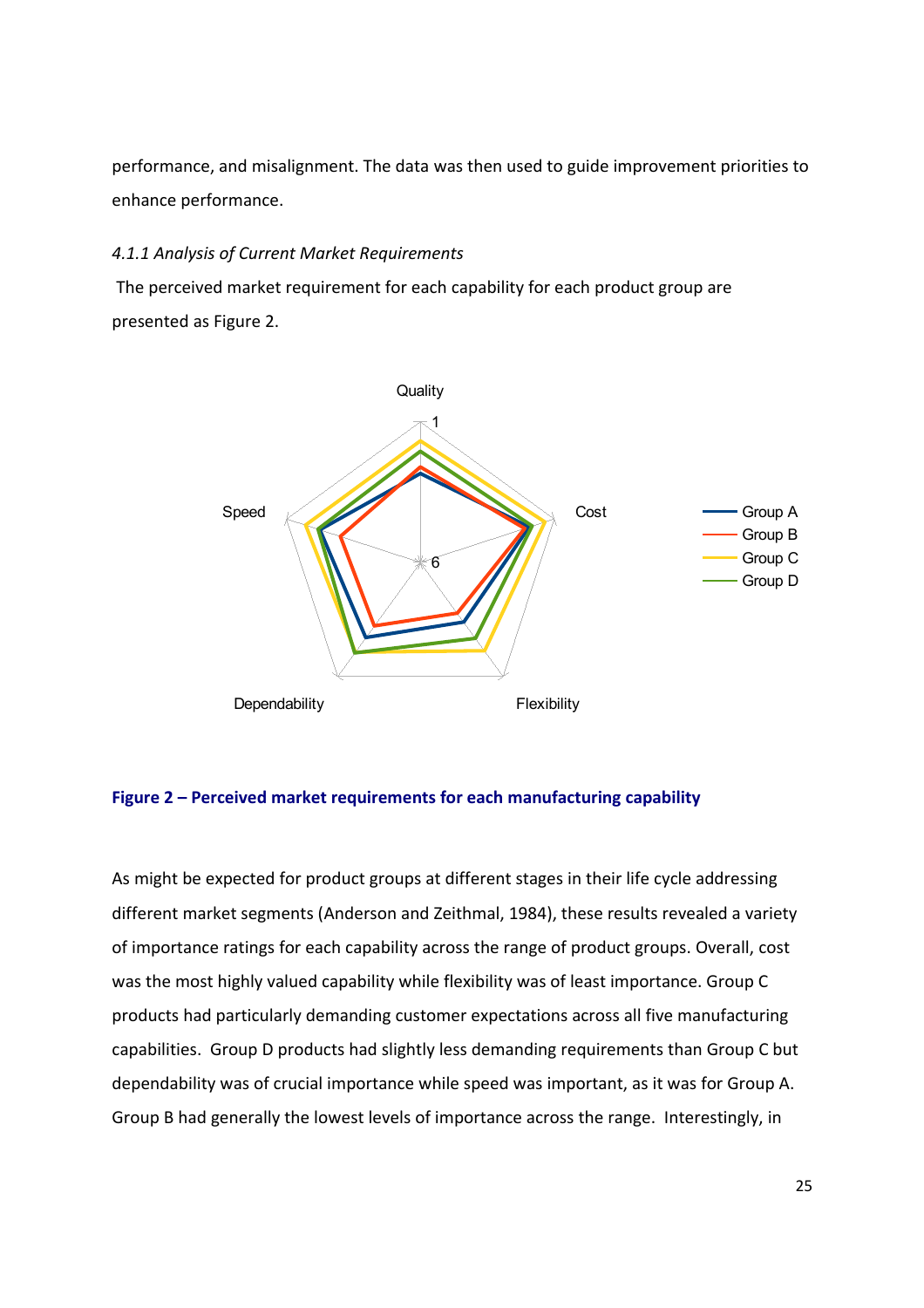performance, and misalignment. The data was then used to guide improvement priorities to enhance performance.

*4.1.1 Analysis of Current Market Requirements*

The perceived market requirement for each capability for each product group are presented as Figure 2.

**Figure 2 – Perceived market requirements for each manufacturing capability**

As might be expected for product groups at different stages in their life cycle addressing different market segments (Anderson and Zeithmal, 1984), these results revealed a variety of importance ratings for each capability across the range of product groups. Overall, cost was the most highly valued capability while flexibility was of least importance. Group C products had particularly demanding customer expectations across all five manufacturing capabilities. Group D products had slightly less demanding requirements than Group C but dependability was of crucial importance while speed was important, as it was for Group A. Group B had generally the lowest levels of importance across the range. Interestingly, in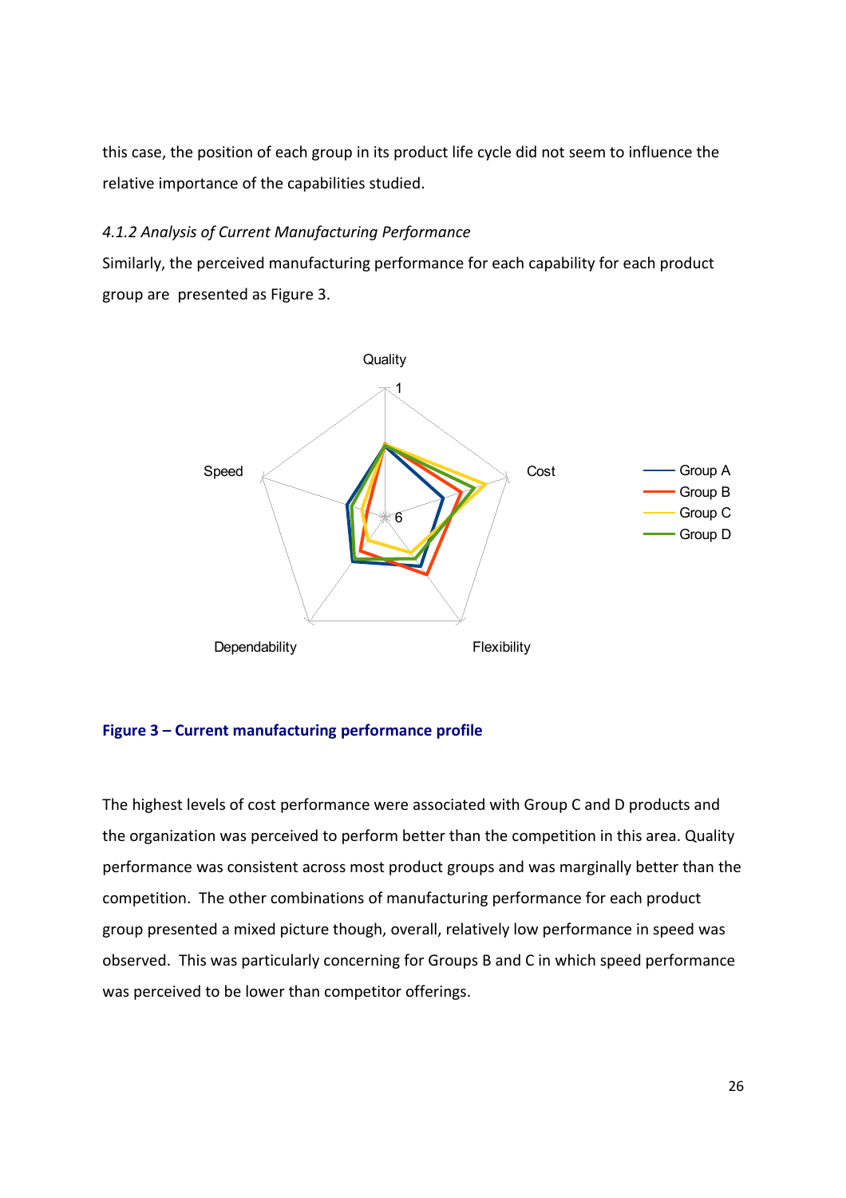this case, the position of each group in its product life cycle did not seem to influence the relative importance of the capabilities studied.

*4.1.2 Analysis of Current Manufacturing Performance*

Similarly, the perceived manufacturing performance for each capability for each product group are presented as Figure 3.

**Figure 3 – Current manufacturing performance profile**

The highest levels of cost performance were associated with Group C and D products and the organization was perceived to perform better than the competition in this area. Quality performance was consistent across most product groups and was marginally better than the competition. The other combinations of manufacturing performance for each product group presented a mixed picture though, overall, relatively low performance in speed was observed. This was particularly concerning for Groups B and C in which speed performance was perceived to be lower than competitor offerings.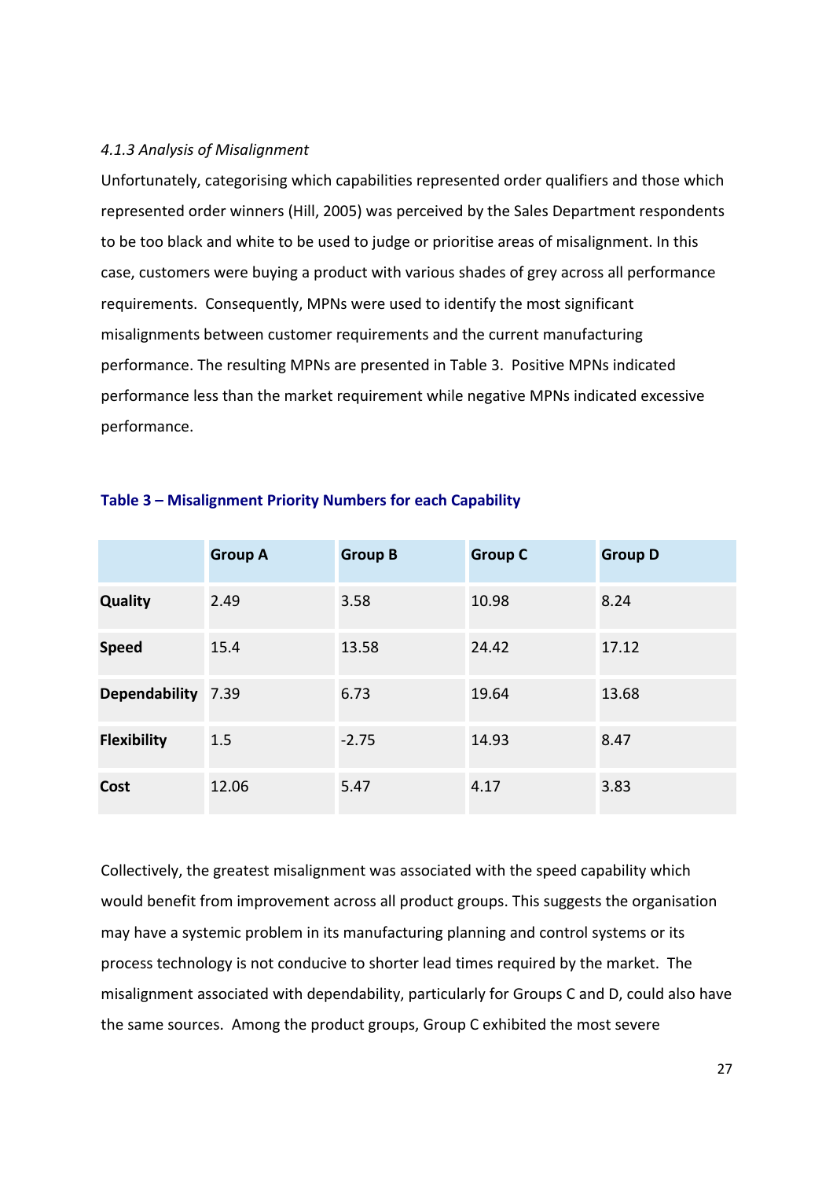#### *4.1.3 Analysis of Misalignment*

Unfortunately, categorising which capabilities represented order qualifiers and those which represented order winners (Hill, 2005) was perceived by the Sales Department respondents to be too black and white to be used to judge or prioritise areas of misalignment. In this case, customers were buying a product with various shades of grey across all performance requirements. Consequently, MPNs were used to identify the most significant misalignments between customer requirements and the current manufacturing performance. The resulting MPNs are presented in Table 3. Positive MPNs indicated performance less than the market requirement while negative MPNs indicated excessive performance.

**Table 3 – Misalignment Priority Numbers for each Capability**

| | Group A | Group B | Group C | Group D |
|---|---|---|---|---|
| **Quality** | 2.49 | 3.58 | 10.98 | 8.24 |
| **Speed** | 15.4 | 13.58 | 24.42 | 17.12 |
| **Dependability** | 7.39 | 6.73 | 19.64 | 13.68 |
| **Flexibility** | 1.5 | -2.75 | 14.93 | 8.47 |
| **Cost** | 12.06 | 5.47 | 4.17 | 3.83 |

Collectively, the greatest misalignment was associated with the speed capability which would benefit from improvement across all product groups. This suggests the organisation may have a systemic problem in its manufacturing planning and control systems or its process technology is not conducive to shorter lead times required by the market. The misalignment associated with dependability, particularly for Groups C and D, could also have the same sources. Among the product groups, Group C exhibited the most severe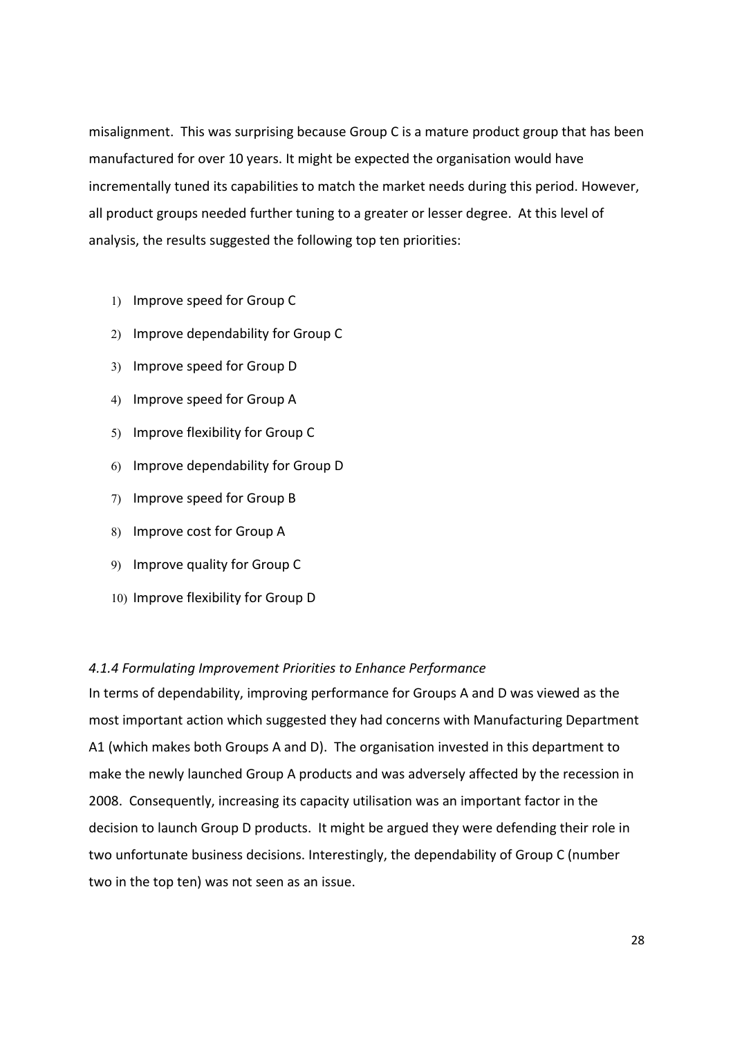misalignment. This was surprising because Group C is a mature product group that has been manufactured for over 10 years. It might be expected the organisation would have incrementally tuned its capabilities to match the market needs during this period. However, all product groups needed further tuning to a greater or lesser degree. At this level of analysis, the results suggested the following top ten priorities:

1) Improve speed for Group C
2) Improve dependability for Group C
3) Improve speed for Group D
4) Improve speed for Group A
5) Improve flexibility for Group C
6) Improve dependability for Group D
7) Improve speed for Group B
8) Improve cost for Group A
9) Improve quality for Group C
10) Improve flexibility for Group D

*4.1.4 Formulating Improvement Priorities to Enhance Performance*

In terms of dependability, improving performance for Groups A and D was viewed as the most important action which suggested they had concerns with Manufacturing Department A1 (which makes both Groups A and D). The organisation invested in this department to make the newly launched Group A products and was adversely affected by the recession in 2008. Consequently, increasing its capacity utilisation was an important factor in the decision to launch Group D products. It might be argued they were defending their role in two unfortunate business decisions. Interestingly, the dependability of Group C (number two in the top ten) was not seen as an issue.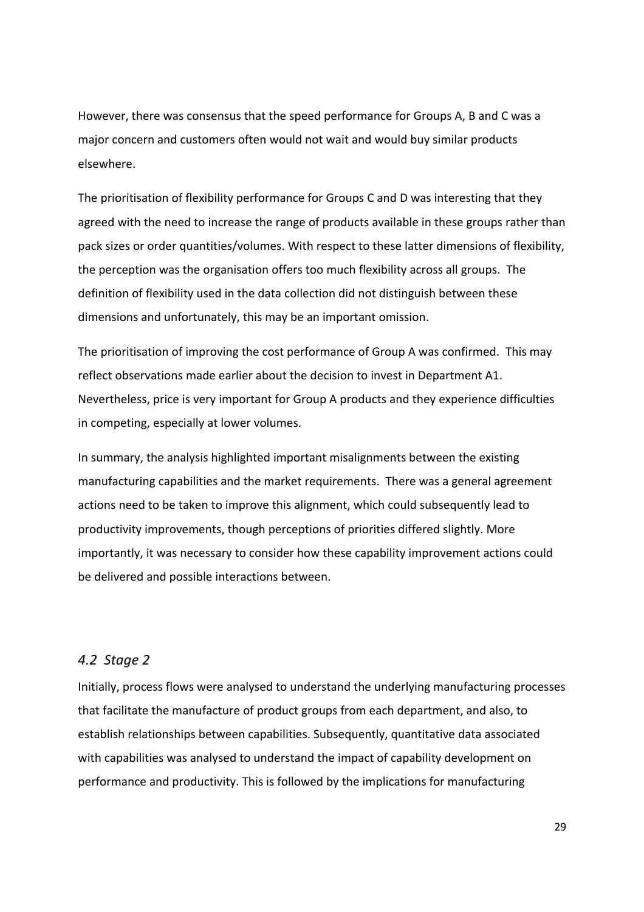However, there was consensus that the speed performance for Groups A, B and C was a major concern and customers often would not wait and would buy similar products elsewhere.

The prioritisation of flexibility performance for Groups C and D was interesting that they agreed with the need to increase the range of products available in these groups rather than pack sizes or order quantities/volumes. With respect to these latter dimensions of flexibility, the perception was the organisation offers too much flexibility across all groups. The definition of flexibility used in the data collection did not distinguish between these dimensions and unfortunately, this may be an important omission.

The prioritisation of improving the cost performance of Group A was confirmed. This may reflect observations made earlier about the decision to invest in Department A1. Nevertheless, price is very important for Group A products and they experience difficulties in competing, especially at lower volumes.

In summary, the analysis highlighted important misalignments between the existing manufacturing capabilities and the market requirements. There was a general agreement actions need to be taken to improve this alignment, which could subsequently lead to productivity improvements, though perceptions of priorities differed slightly. More importantly, it was necessary to consider how these capability improvement actions could be delivered and possible interactions between.

## *4.2 Stage 2*

Initially, process flows were analysed to understand the underlying manufacturing processes that facilitate the manufacture of product groups from each department, and also, to establish relationships between capabilities. Subsequently, quantitative data associated with capabilities was analysed to understand the impact of capability development on performance and productivity. This is followed by the implications for manufacturing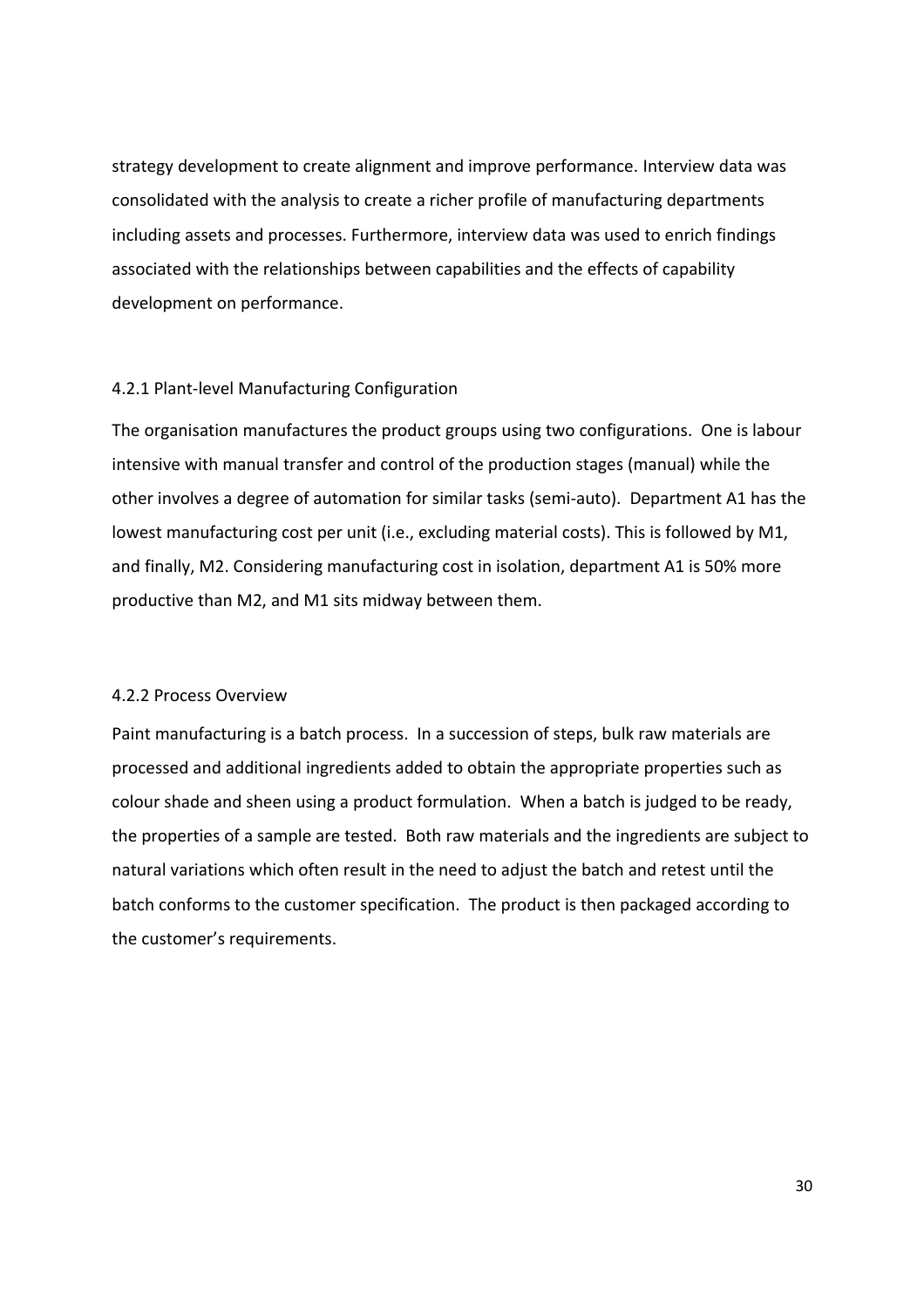strategy development to create alignment and improve performance. Interview data was consolidated with the analysis to create a richer profile of manufacturing departments including assets and processes. Furthermore, interview data was used to enrich findings associated with the relationships between capabilities and the effects of capability development on performance.

### 4.2.1 Plant-level Manufacturing Configuration

The organisation manufactures the product groups using two configurations. One is labour intensive with manual transfer and control of the production stages (manual) while the other involves a degree of automation for similar tasks (semi-auto). Department A1 has the lowest manufacturing cost per unit (i.e., excluding material costs). This is followed by M1, and finally, M2. Considering manufacturing cost in isolation, department A1 is 50% more productive than M2, and M1 sits midway between them.

### 4.2.2 Process Overview

Paint manufacturing is a batch process. In a succession of steps, bulk raw materials are processed and additional ingredients added to obtain the appropriate properties such as colour shade and sheen using a product formulation. When a batch is judged to be ready, the properties of a sample are tested. Both raw materials and the ingredients are subject to natural variations which often result in the need to adjust the batch and retest until the batch conforms to the customer specification. The product is then packaged according to the customer's requirements.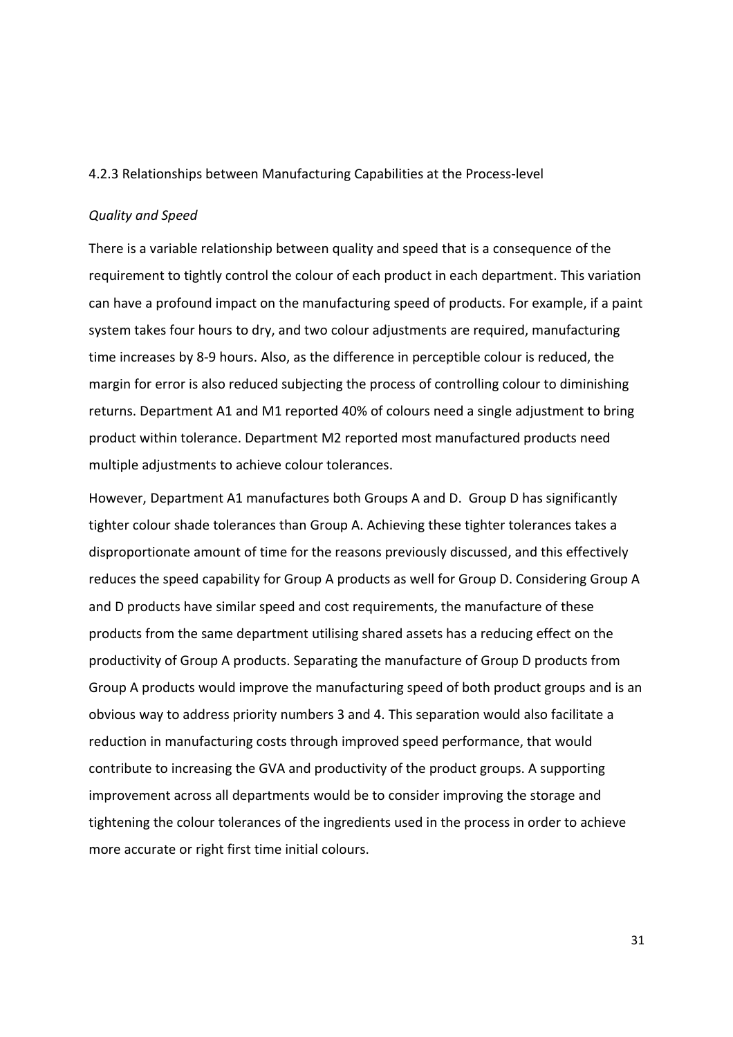### 4.2.3 Relationships between Manufacturing Capabilities at the Process-level

*Quality and Speed*

There is a variable relationship between quality and speed that is a consequence of the requirement to tightly control the colour of each product in each department. This variation can have a profound impact on the manufacturing speed of products. For example, if a paint system takes four hours to dry, and two colour adjustments are required, manufacturing time increases by 8-9 hours. Also, as the difference in perceptible colour is reduced, the margin for error is also reduced subjecting the process of controlling colour to diminishing returns. Department A1 and M1 reported 40% of colours need a single adjustment to bring product within tolerance. Department M2 reported most manufactured products need multiple adjustments to achieve colour tolerances.

However, Department A1 manufactures both Groups A and D. Group D has significantly tighter colour shade tolerances than Group A. Achieving these tighter tolerances takes a disproportionate amount of time for the reasons previously discussed, and this effectively reduces the speed capability for Group A products as well for Group D. Considering Group A and D products have similar speed and cost requirements, the manufacture of these products from the same department utilising shared assets has a reducing effect on the productivity of Group A products. Separating the manufacture of Group D products from Group A products would improve the manufacturing speed of both product groups and is an obvious way to address priority numbers 3 and 4. This separation would also facilitate a reduction in manufacturing costs through improved speed performance, that would contribute to increasing the GVA and productivity of the product groups. A supporting improvement across all departments would be to consider improving the storage and tightening the colour tolerances of the ingredients used in the process in order to achieve more accurate or right first time initial colours.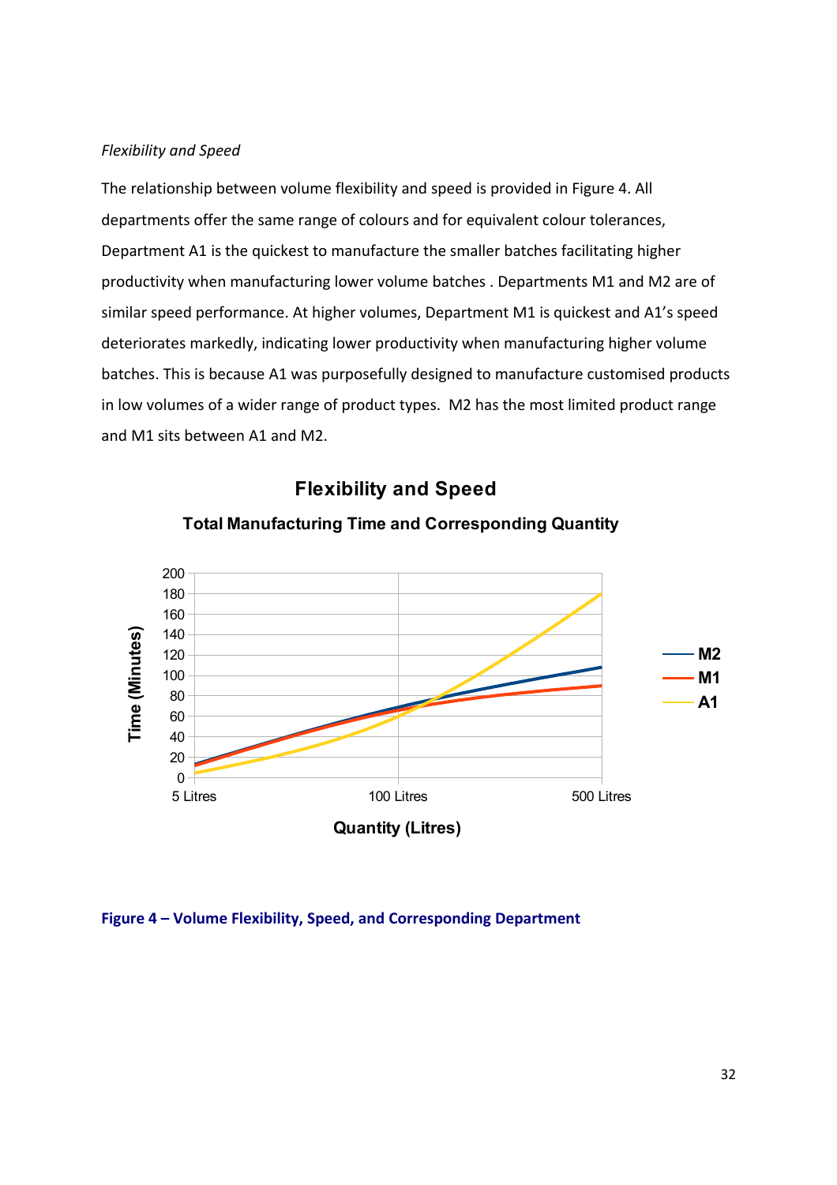*Flexibility and Speed*

The relationship between volume flexibility and speed is provided in Figure 4. All departments offer the same range of colours and for equivalent colour tolerances, Department A1 is the quickest to manufacture the smaller batches facilitating higher productivity when manufacturing lower volume batches . Departments M1 and M2 are of similar speed performance. At higher volumes, Department M1 is quickest and A1's speed deteriorates markedly, indicating lower productivity when manufacturing higher volume batches. This is because A1 was purposefully designed to manufacture customised products in low volumes of a wider range of product types. M2 has the most limited product range and M1 sits between A1 and M2.

**Flexibility and Speed**

**Total Manufacturing Time and Corresponding Quantity**

Time (Minutes): 0, 20, 40, 60, 80, 100, 120, 140, 160, 180, 200

Quantity (Litres): 5 Litres, 100 Litres, 500 Litres

Legend: M2, M1, A1

**Figure 4 – Volume Flexibility, Speed, and Corresponding Department**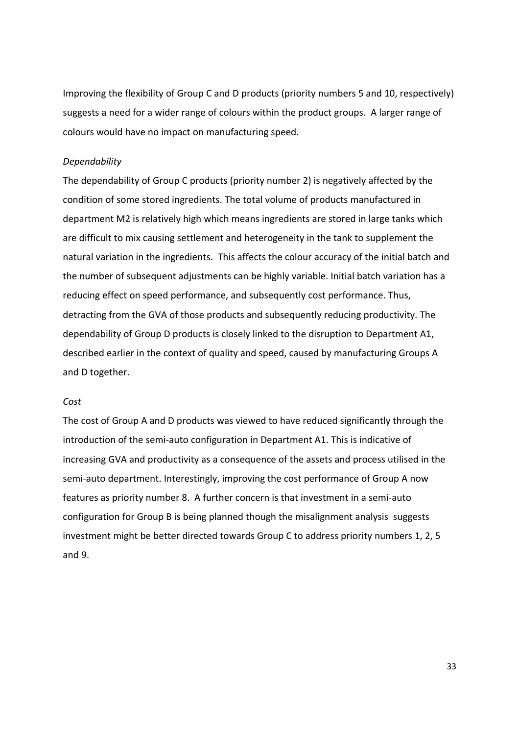Improving the flexibility of Group C and D products (priority numbers 5 and 10, respectively) suggests a need for a wider range of colours within the product groups. A larger range of colours would have no impact on manufacturing speed.

*Dependability*

The dependability of Group C products (priority number 2) is negatively affected by the condition of some stored ingredients. The total volume of products manufactured in department M2 is relatively high which means ingredients are stored in large tanks which are difficult to mix causing settlement and heterogeneity in the tank to supplement the natural variation in the ingredients. This affects the colour accuracy of the initial batch and the number of subsequent adjustments can be highly variable. Initial batch variation has a reducing effect on speed performance, and subsequently cost performance. Thus, detracting from the GVA of those products and subsequently reducing productivity. The dependability of Group D products is closely linked to the disruption to Department A1, described earlier in the context of quality and speed, caused by manufacturing Groups A and D together.

*Cost*

The cost of Group A and D products was viewed to have reduced significantly through the introduction of the semi-auto configuration in Department A1. This is indicative of increasing GVA and productivity as a consequence of the assets and process utilised in the semi-auto department. Interestingly, improving the cost performance of Group A now features as priority number 8. A further concern is that investment in a semi-auto configuration for Group B is being planned though the misalignment analysis suggests investment might be better directed towards Group C to address priority numbers 1, 2, 5 and 9.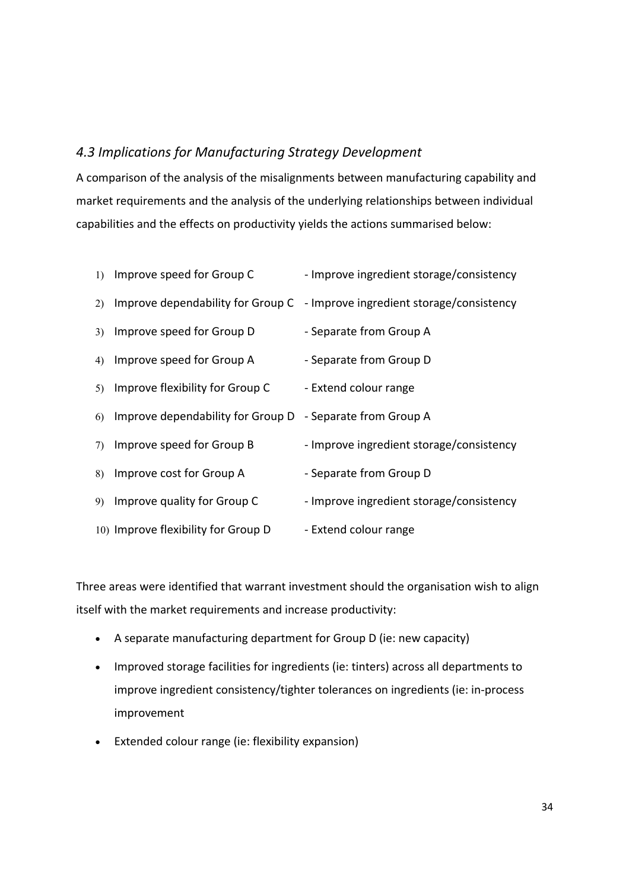### *4.3 Implications for Manufacturing Strategy Development*

A comparison of the analysis of the misalignments between manufacturing capability and market requirements and the analysis of the underlying relationships between individual capabilities and the effects on productivity yields the actions summarised below:

1) Improve speed for Group C - Improve ingredient storage/consistency
2) Improve dependability for Group C - Improve ingredient storage/consistency
3) Improve speed for Group D - Separate from Group A
4) Improve speed for Group A - Separate from Group D
5) Improve flexibility for Group C - Extend colour range
6) Improve dependability for Group D - Separate from Group A
7) Improve speed for Group B - Improve ingredient storage/consistency
8) Improve cost for Group A - Separate from Group D
9) Improve quality for Group C - Improve ingredient storage/consistency
10) Improve flexibility for Group D - Extend colour range

Three areas were identified that warrant investment should the organisation wish to align itself with the market requirements and increase productivity:

- A separate manufacturing department for Group D (ie: new capacity)
- Improved storage facilities for ingredients (ie: tinters) across all departments to improve ingredient consistency/tighter tolerances on ingredients (ie: in-process improvement
- Extended colour range (ie: flexibility expansion)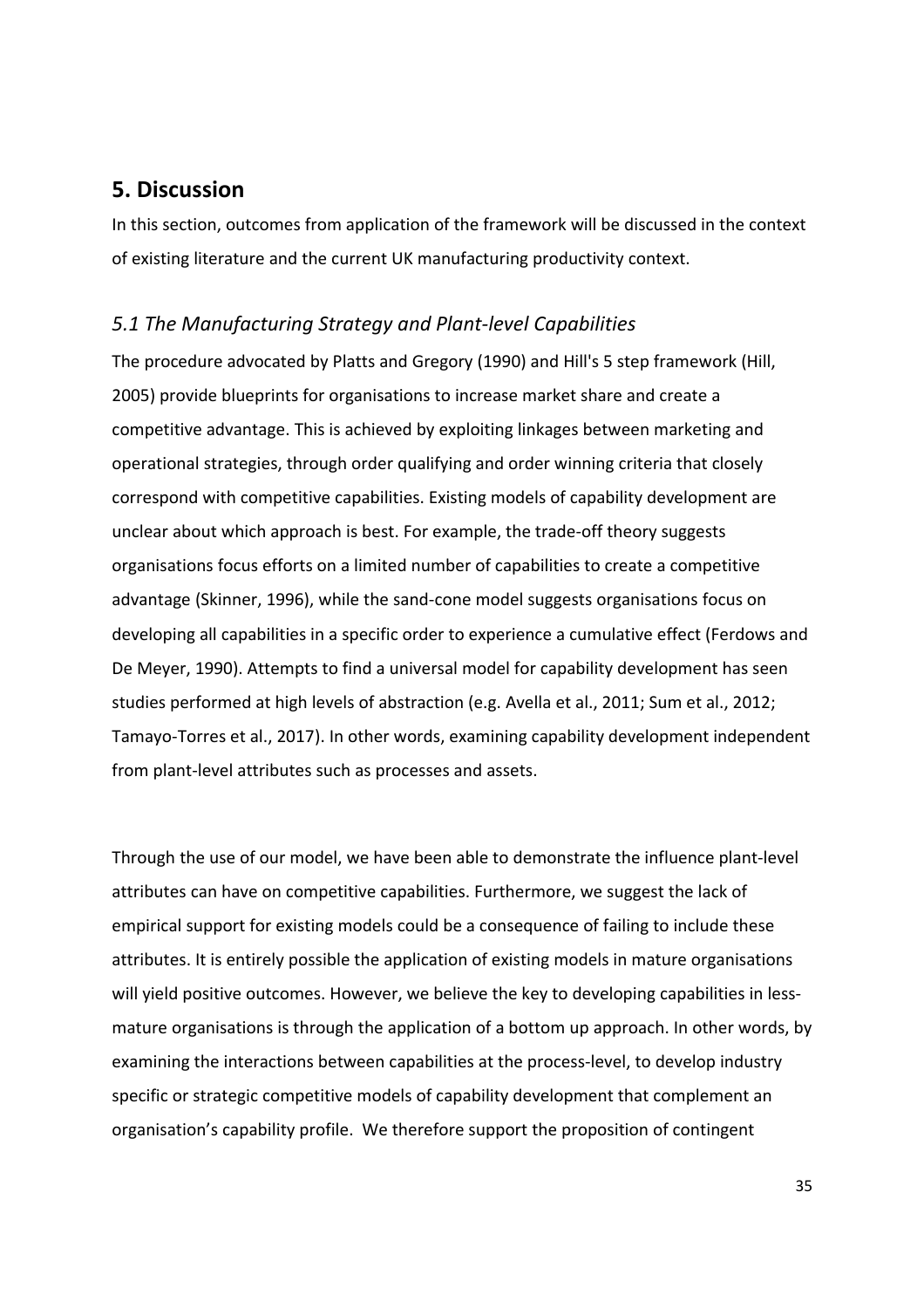## 5. Discussion

In this section, outcomes from application of the framework will be discussed in the context of existing literature and the current UK manufacturing productivity context.

### *5.1 The Manufacturing Strategy and Plant-level Capabilities*

The procedure advocated by Platts and Gregory (1990) and Hill's 5 step framework (Hill, 2005) provide blueprints for organisations to increase market share and create a competitive advantage. This is achieved by exploiting linkages between marketing and operational strategies, through order qualifying and order winning criteria that closely correspond with competitive capabilities. Existing models of capability development are unclear about which approach is best. For example, the trade-off theory suggests organisations focus efforts on a limited number of capabilities to create a competitive advantage (Skinner, 1996), while the sand-cone model suggests organisations focus on developing all capabilities in a specific order to experience a cumulative effect (Ferdows and De Meyer, 1990). Attempts to find a universal model for capability development has seen studies performed at high levels of abstraction (e.g. Avella et al., 2011; Sum et al., 2012; Tamayo-Torres et al., 2017). In other words, examining capability development independent from plant-level attributes such as processes and assets.

Through the use of our model, we have been able to demonstrate the influence plant-level attributes can have on competitive capabilities. Furthermore, we suggest the lack of empirical support for existing models could be a consequence of failing to include these attributes. It is entirely possible the application of existing models in mature organisations will yield positive outcomes. However, we believe the key to developing capabilities in less-mature organisations is through the application of a bottom up approach. In other words, by examining the interactions between capabilities at the process-level, to develop industry specific or strategic competitive models of capability development that complement an organisation's capability profile. We therefore support the proposition of contingent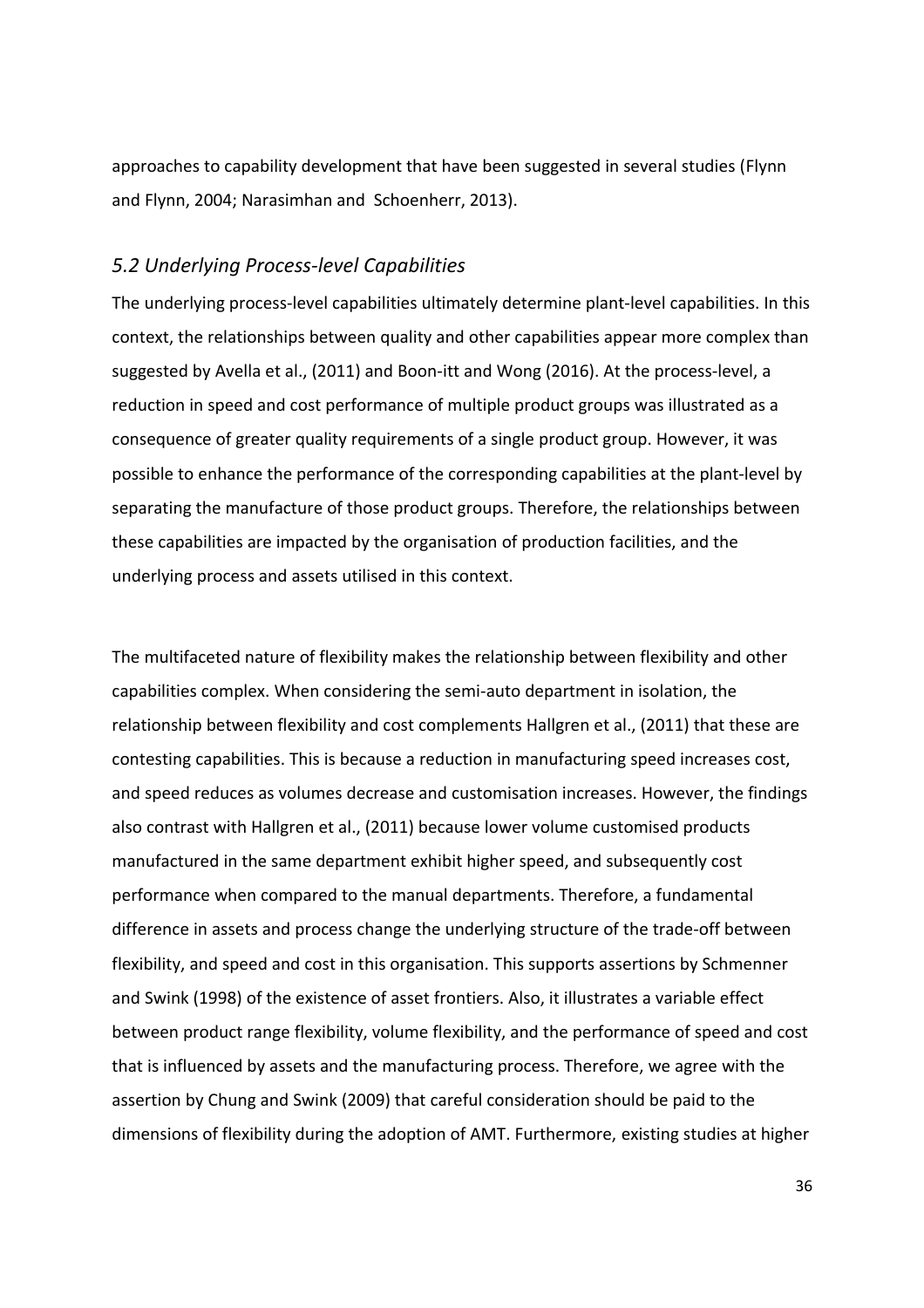approaches to capability development that have been suggested in several studies (Flynn and Flynn, 2004; Narasimhan and Schoenherr, 2013).

### *5.2 Underlying Process-level Capabilities*

The underlying process-level capabilities ultimately determine plant-level capabilities. In this context, the relationships between quality and other capabilities appear more complex than suggested by Avella et al., (2011) and Boon-itt and Wong (2016). At the process-level, a reduction in speed and cost performance of multiple product groups was illustrated as a consequence of greater quality requirements of a single product group. However, it was possible to enhance the performance of the corresponding capabilities at the plant-level by separating the manufacture of those product groups. Therefore, the relationships between these capabilities are impacted by the organisation of production facilities, and the underlying process and assets utilised in this context.

The multifaceted nature of flexibility makes the relationship between flexibility and other capabilities complex. When considering the semi-auto department in isolation, the relationship between flexibility and cost complements Hallgren et al., (2011) that these are contesting capabilities. This is because a reduction in manufacturing speed increases cost, and speed reduces as volumes decrease and customisation increases. However, the findings also contrast with Hallgren et al., (2011) because lower volume customised products manufactured in the same department exhibit higher speed, and subsequently cost performance when compared to the manual departments. Therefore, a fundamental difference in assets and process change the underlying structure of the trade-off between flexibility, and speed and cost in this organisation. This supports assertions by Schmenner and Swink (1998) of the existence of asset frontiers. Also, it illustrates a variable effect between product range flexibility, volume flexibility, and the performance of speed and cost that is influenced by assets and the manufacturing process. Therefore, we agree with the assertion by Chung and Swink (2009) that careful consideration should be paid to the dimensions of flexibility during the adoption of AMT. Furthermore, existing studies at higher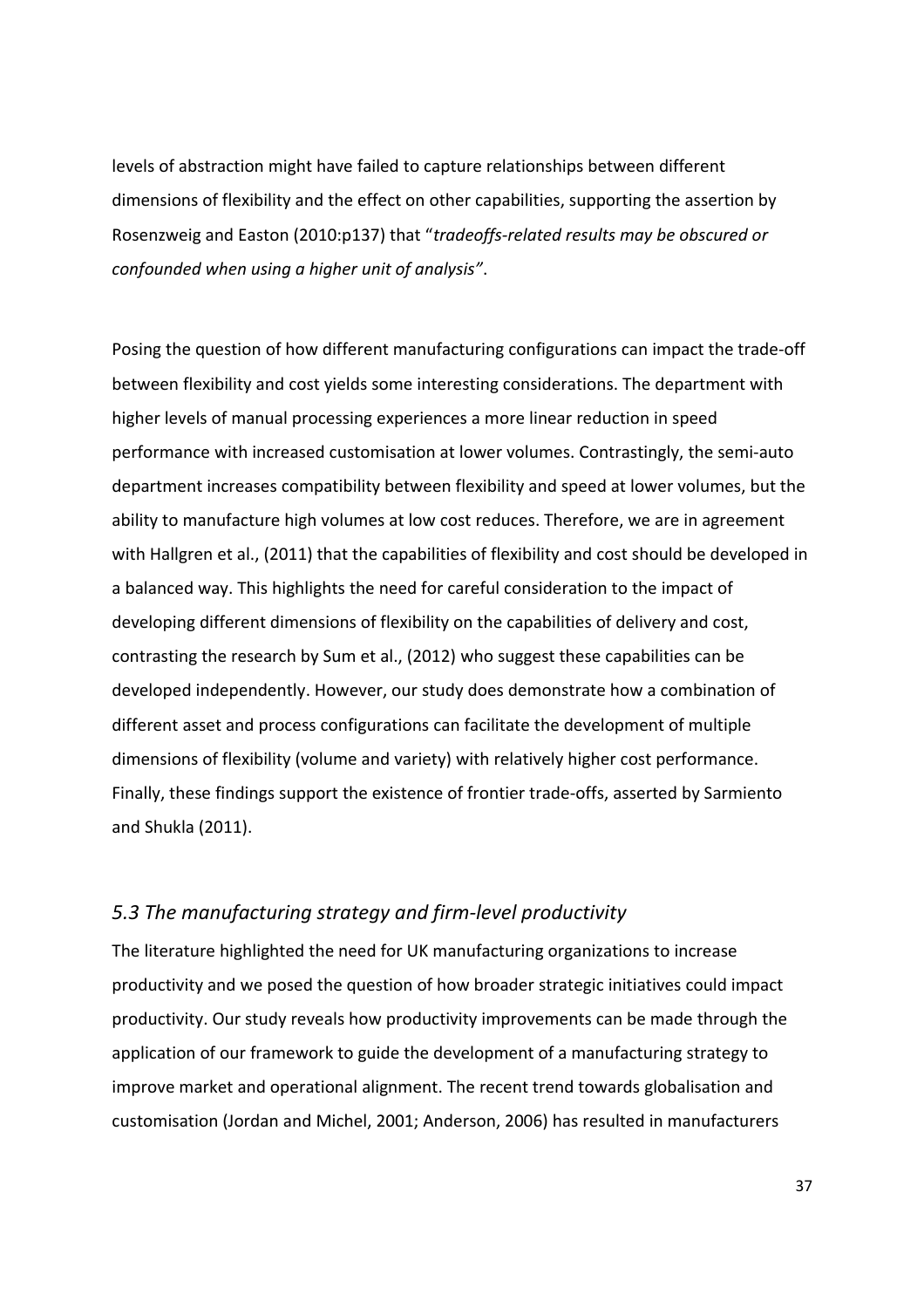levels of abstraction might have failed to capture relationships between different dimensions of flexibility and the effect on other capabilities, supporting the assertion by Rosenzweig and Easton (2010:p137) that "*tradeoffs-related results may be obscured or confounded when using a higher unit of analysis"*.

Posing the question of how different manufacturing configurations can impact the trade-off between flexibility and cost yields some interesting considerations. The department with higher levels of manual processing experiences a more linear reduction in speed performance with increased customisation at lower volumes. Contrastingly, the semi-auto department increases compatibility between flexibility and speed at lower volumes, but the ability to manufacture high volumes at low cost reduces. Therefore, we are in agreement with Hallgren et al., (2011) that the capabilities of flexibility and cost should be developed in a balanced way. This highlights the need for careful consideration to the impact of developing different dimensions of flexibility on the capabilities of delivery and cost, contrasting the research by Sum et al., (2012) who suggest these capabilities can be developed independently. However, our study does demonstrate how a combination of different asset and process configurations can facilitate the development of multiple dimensions of flexibility (volume and variety) with relatively higher cost performance. Finally, these findings support the existence of frontier trade-offs, asserted by Sarmiento and Shukla (2011).

### *5.3 The manufacturing strategy and firm-level productivity*

The literature highlighted the need for UK manufacturing organizations to increase productivity and we posed the question of how broader strategic initiatives could impact productivity. Our study reveals how productivity improvements can be made through the application of our framework to guide the development of a manufacturing strategy to improve market and operational alignment. The recent trend towards globalisation and customisation (Jordan and Michel, 2001; Anderson, 2006) has resulted in manufacturers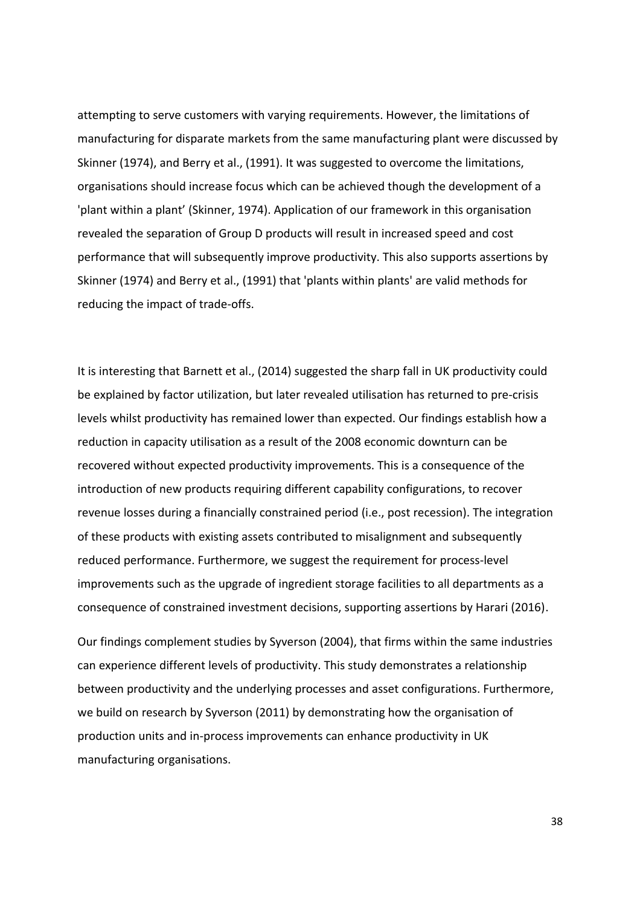attempting to serve customers with varying requirements. However, the limitations of manufacturing for disparate markets from the same manufacturing plant were discussed by Skinner (1974), and Berry et al., (1991). It was suggested to overcome the limitations, organisations should increase focus which can be achieved though the development of a 'plant within a plant' (Skinner, 1974). Application of our framework in this organisation revealed the separation of Group D products will result in increased speed and cost performance that will subsequently improve productivity. This also supports assertions by Skinner (1974) and Berry et al., (1991) that 'plants within plants' are valid methods for reducing the impact of trade-offs.

It is interesting that Barnett et al., (2014) suggested the sharp fall in UK productivity could be explained by factor utilization, but later revealed utilisation has returned to pre-crisis levels whilst productivity has remained lower than expected. Our findings establish how a reduction in capacity utilisation as a result of the 2008 economic downturn can be recovered without expected productivity improvements. This is a consequence of the introduction of new products requiring different capability configurations, to recover revenue losses during a financially constrained period (i.e., post recession). The integration of these products with existing assets contributed to misalignment and subsequently reduced performance. Furthermore, we suggest the requirement for process-level improvements such as the upgrade of ingredient storage facilities to all departments as a consequence of constrained investment decisions, supporting assertions by Harari (2016).

Our findings complement studies by Syverson (2004), that firms within the same industries can experience different levels of productivity. This study demonstrates a relationship between productivity and the underlying processes and asset configurations. Furthermore, we build on research by Syverson (2011) by demonstrating how the organisation of production units and in-process improvements can enhance productivity in UK manufacturing organisations.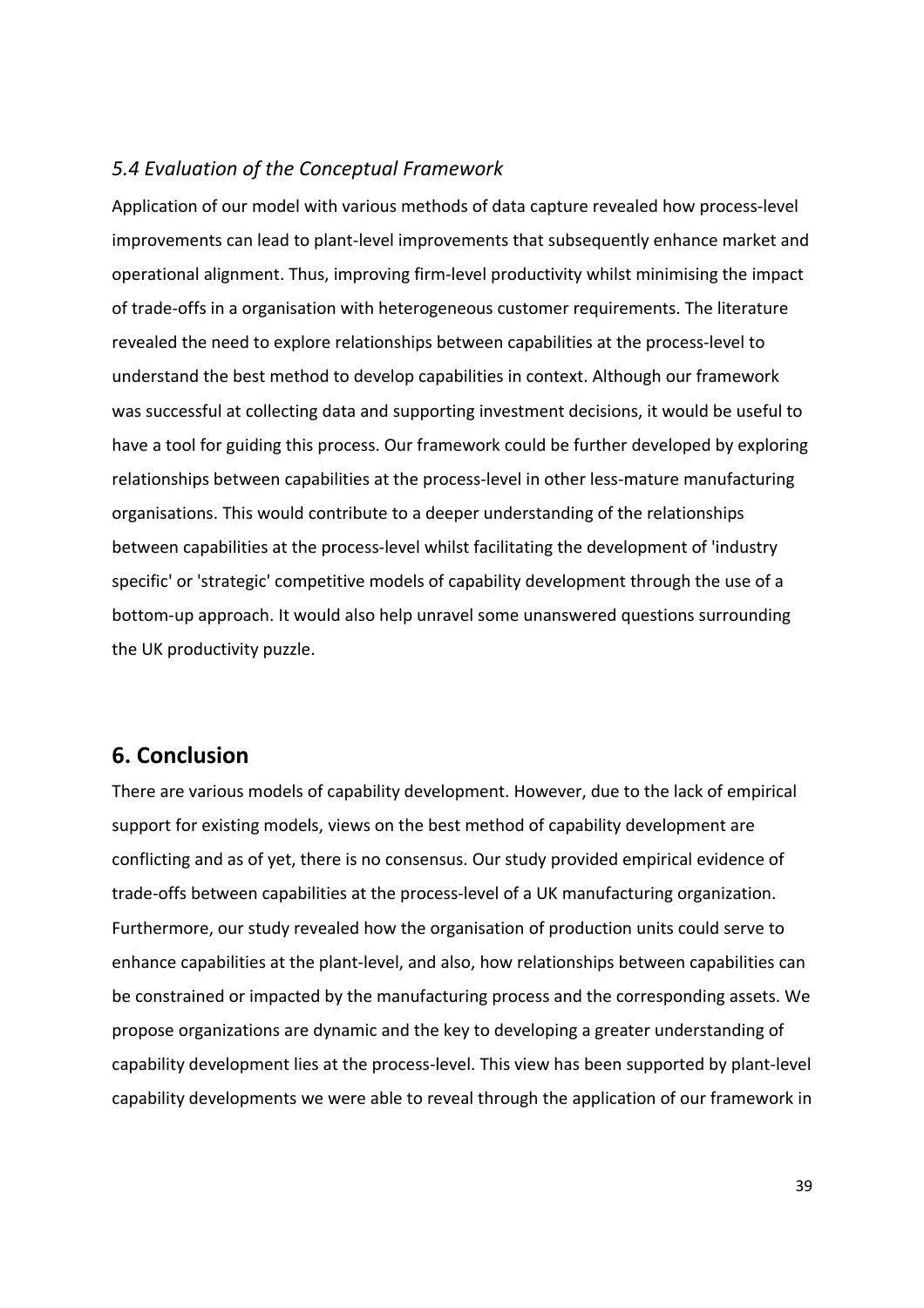### *5.4 Evaluation of the Conceptual Framework*

Application of our model with various methods of data capture revealed how process-level improvements can lead to plant-level improvements that subsequently enhance market and operational alignment. Thus, improving firm-level productivity whilst minimising the impact of trade-offs in a organisation with heterogeneous customer requirements. The literature revealed the need to explore relationships between capabilities at the process-level to understand the best method to develop capabilities in context. Although our framework was successful at collecting data and supporting investment decisions, it would be useful to have a tool for guiding this process. Our framework could be further developed by exploring relationships between capabilities at the process-level in other less-mature manufacturing organisations. This would contribute to a deeper understanding of the relationships between capabilities at the process-level whilst facilitating the development of 'industry specific' or 'strategic' competitive models of capability development through the use of a bottom-up approach. It would also help unravel some unanswered questions surrounding the UK productivity puzzle.

## 6. Conclusion

There are various models of capability development. However, due to the lack of empirical support for existing models, views on the best method of capability development are conflicting and as of yet, there is no consensus. Our study provided empirical evidence of trade-offs between capabilities at the process-level of a UK manufacturing organization. Furthermore, our study revealed how the organisation of production units could serve to enhance capabilities at the plant-level, and also, how relationships between capabilities can be constrained or impacted by the manufacturing process and the corresponding assets. We propose organizations are dynamic and the key to developing a greater understanding of capability development lies at the process-level. This view has been supported by plant-level capability developments we were able to reveal through the application of our framework in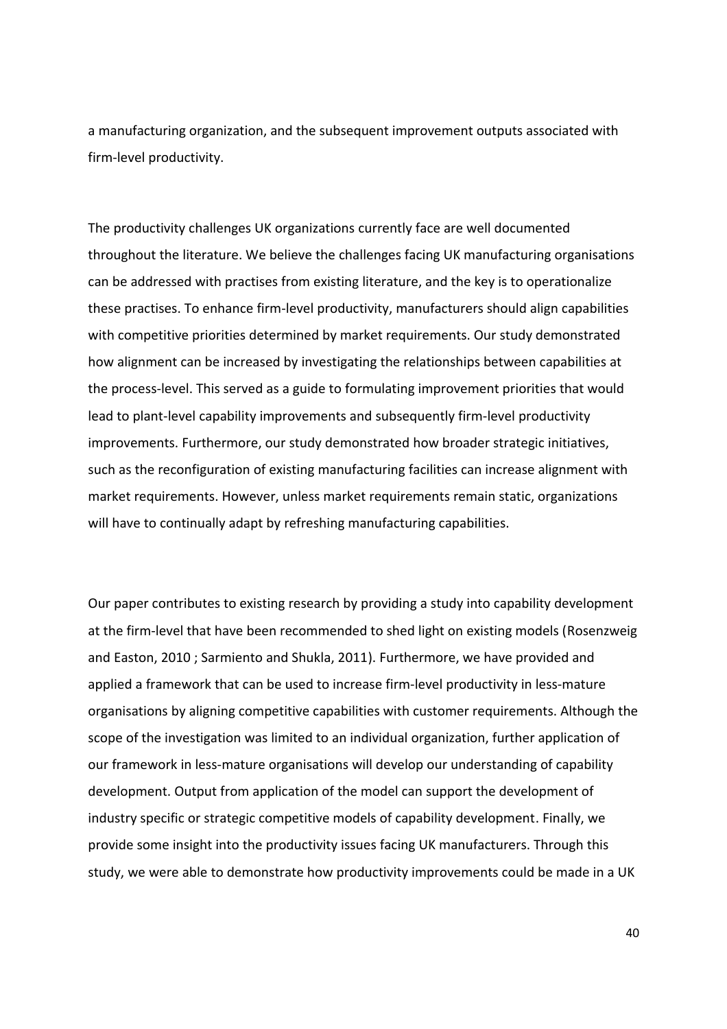a manufacturing organization, and the subsequent improvement outputs associated with firm-level productivity.

The productivity challenges UK organizations currently face are well documented throughout the literature. We believe the challenges facing UK manufacturing organisations can be addressed with practises from existing literature, and the key is to operationalize these practises. To enhance firm-level productivity, manufacturers should align capabilities with competitive priorities determined by market requirements. Our study demonstrated how alignment can be increased by investigating the relationships between capabilities at the process-level. This served as a guide to formulating improvement priorities that would lead to plant-level capability improvements and subsequently firm-level productivity improvements. Furthermore, our study demonstrated how broader strategic initiatives, such as the reconfiguration of existing manufacturing facilities can increase alignment with market requirements. However, unless market requirements remain static, organizations will have to continually adapt by refreshing manufacturing capabilities.

Our paper contributes to existing research by providing a study into capability development at the firm-level that have been recommended to shed light on existing models (Rosenzweig and Easton, 2010 ; Sarmiento and Shukla, 2011). Furthermore, we have provided and applied a framework that can be used to increase firm-level productivity in less-mature organisations by aligning competitive capabilities with customer requirements. Although the scope of the investigation was limited to an individual organization, further application of our framework in less-mature organisations will develop our understanding of capability development. Output from application of the model can support the development of industry specific or strategic competitive models of capability development. Finally, we provide some insight into the productivity issues facing UK manufacturers. Through this study, we were able to demonstrate how productivity improvements could be made in a UK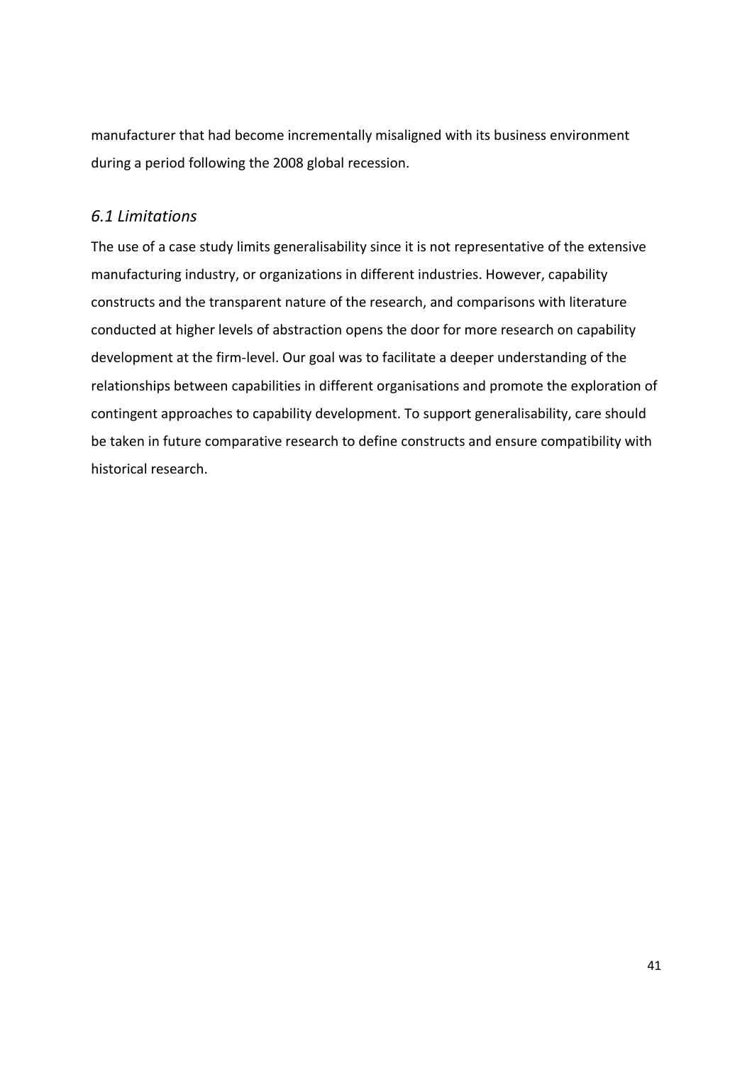manufacturer that had become incrementally misaligned with its business environment during a period following the 2008 global recession.

## *6.1 Limitations*

The use of a case study limits generalisability since it is not representative of the extensive manufacturing industry, or organizations in different industries. However, capability constructs and the transparent nature of the research, and comparisons with literature conducted at higher levels of abstraction opens the door for more research on capability development at the firm-level. Our goal was to facilitate a deeper understanding of the relationships between capabilities in different organisations and promote the exploration of contingent approaches to capability development. To support generalisability, care should be taken in future comparative research to define constructs and ensure compatibility with historical research.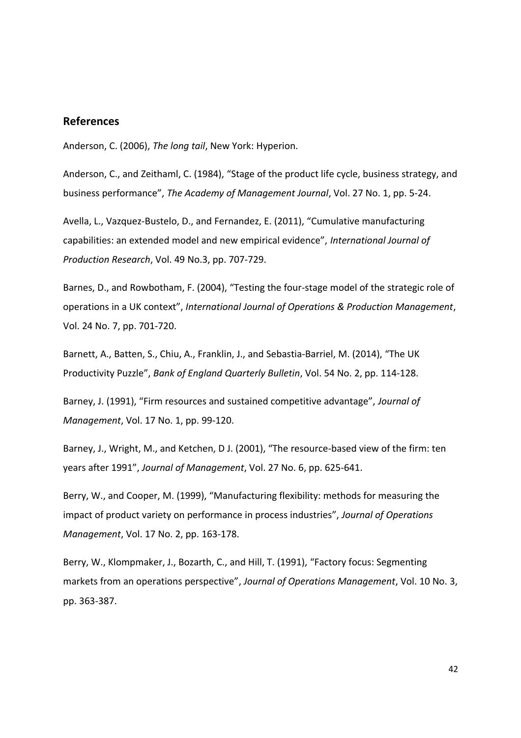## References

Anderson, C. (2006), *The long tail*, New York: Hyperion.

Anderson, C., and Zeithaml, C. (1984), "Stage of the product life cycle, business strategy, and business performance", *The Academy of Management Journal*, Vol. 27 No. 1, pp. 5-24.

Avella, L., Vazquez-Bustelo, D., and Fernandez, E. (2011), "Cumulative manufacturing capabilities: an extended model and new empirical evidence", *International Journal of Production Research*, Vol. 49 No.3, pp. 707-729.

Barnes, D., and Rowbotham, F. (2004), "Testing the four-stage model of the strategic role of operations in a UK context", *International Journal of Operations & Production Management*, Vol. 24 No. 7, pp. 701-720.

Barnett, A., Batten, S., Chiu, A., Franklin, J., and Sebastia-Barriel, M. (2014), "The UK Productivity Puzzle", *Bank of England Quarterly Bulletin*, Vol. 54 No. 2, pp. 114-128.

Barney, J. (1991), "Firm resources and sustained competitive advantage", *Journal of Management*, Vol. 17 No. 1, pp. 99-120.

Barney, J., Wright, M., and Ketchen, D J. (2001), "The resource-based view of the firm: ten years after 1991", *Journal of Management*, Vol. 27 No. 6, pp. 625-641.

Berry, W., and Cooper, M. (1999), "Manufacturing flexibility: methods for measuring the impact of product variety on performance in process industries", *Journal of Operations Management*, Vol. 17 No. 2, pp. 163-178.

Berry, W., Klompmaker, J., Bozarth, C., and Hill, T. (1991), "Factory focus: Segmenting markets from an operations perspective", *Journal of Operations Management*, Vol. 10 No. 3, pp. 363-387.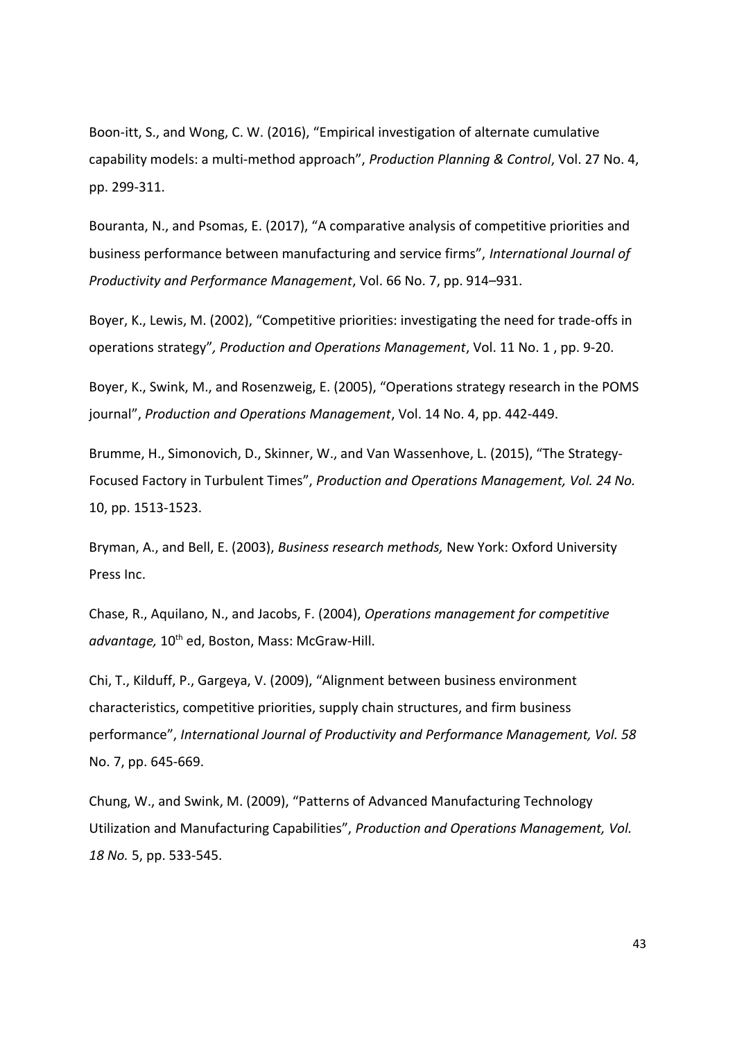Boon-itt, S., and Wong, C. W. (2016), "Empirical investigation of alternate cumulative capability models: a multi-method approach", *Production Planning & Control*, Vol. 27 No. 4, pp. 299-311.

Bouranta, N., and Psomas, E. (2017), "A comparative analysis of competitive priorities and business performance between manufacturing and service firms", *International Journal of Productivity and Performance Management*, Vol. 66 No. 7, pp. 914–931.

Boyer, K., Lewis, M. (2002), "Competitive priorities: investigating the need for trade-offs in operations strategy", *Production and Operations Management*, Vol. 11 No. 1 , pp. 9-20.

Boyer, K., Swink, M., and Rosenzweig, E. (2005), "Operations strategy research in the POMS journal", *Production and Operations Management*, Vol. 14 No. 4, pp. 442-449.

Brumme, H., Simonovich, D., Skinner, W., and Van Wassenhove, L. (2015), "The Strategy-Focused Factory in Turbulent Times", *Production and Operations Management, Vol. 24 No.* 10, pp. 1513-1523.

Bryman, A., and Bell, E. (2003), *Business research methods,* New York: Oxford University Press Inc.

Chase, R., Aquilano, N., and Jacobs, F. (2004), *Operations management for competitive advantage,* 10th ed, Boston, Mass: McGraw-Hill.

Chi, T., Kilduff, P., Gargeya, V. (2009), "Alignment between business environment characteristics, competitive priorities, supply chain structures, and firm business performance", *International Journal of Productivity and Performance Management, Vol. 58* No. 7, pp. 645-669.

Chung, W., and Swink, M. (2009), "Patterns of Advanced Manufacturing Technology Utilization and Manufacturing Capabilities", *Production and Operations Management, Vol. 18 No.* 5, pp. 533-545.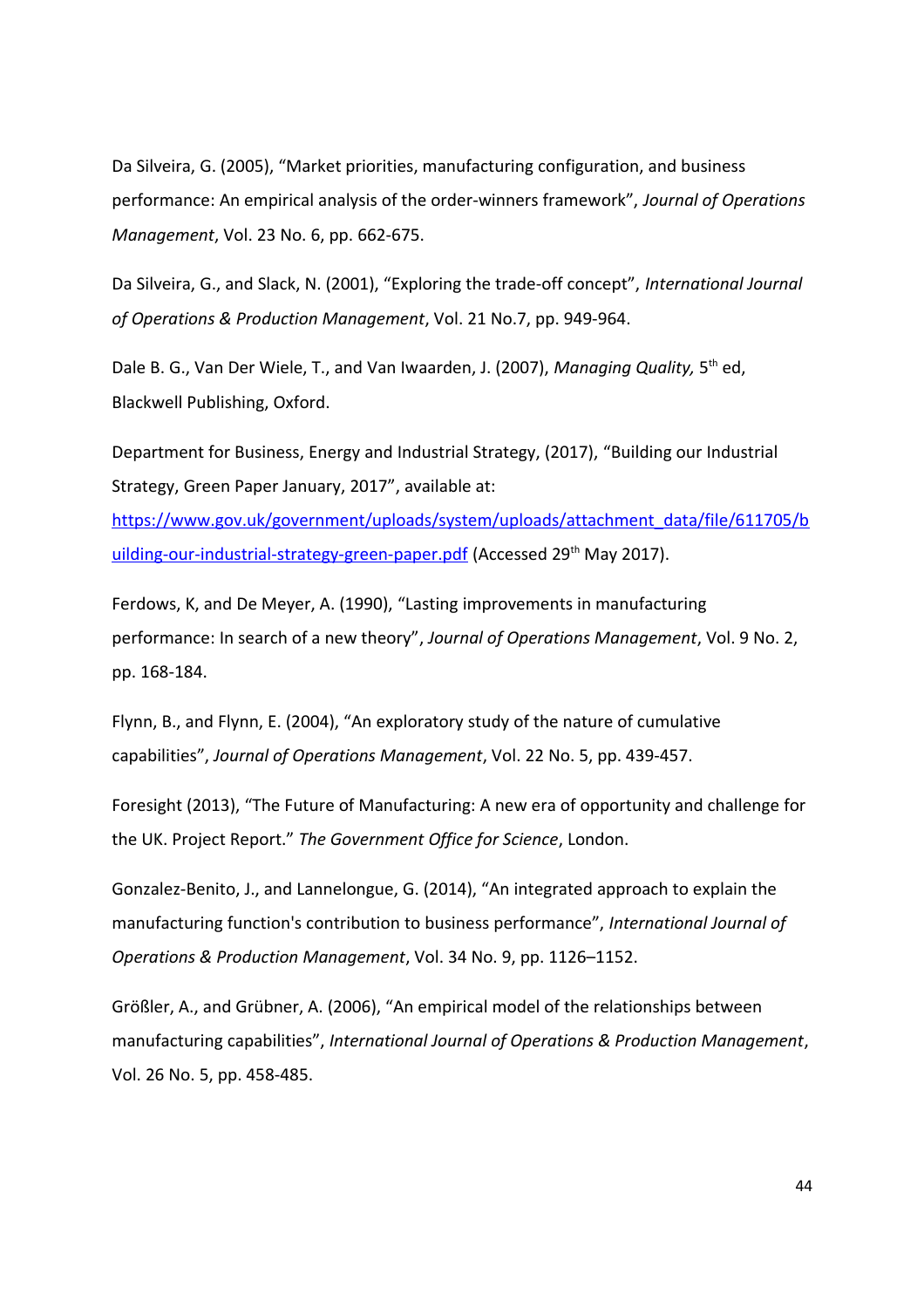Da Silveira, G. (2005), "Market priorities, manufacturing configuration, and business performance: An empirical analysis of the order-winners framework", *Journal of Operations Management*, Vol. 23 No. 6, pp. 662-675.

Da Silveira, G., and Slack, N. (2001), "Exploring the trade-off concept", *International Journal of Operations & Production Management*, Vol. 21 No.7, pp. 949-964.

Dale B. G., Van Der Wiele, T., and Van Iwaarden, J. (2007), *Managing Quality,* 5th ed, Blackwell Publishing, Oxford.

Department for Business, Energy and Industrial Strategy, (2017), "Building our Industrial Strategy, Green Paper January, 2017", available at: https://www.gov.uk/government/uploads/system/uploads/attachment_data/file/611705/building-our-industrial-strategy-green-paper.pdf (Accessed 29th May 2017).

Ferdows, K, and De Meyer, A. (1990), "Lasting improvements in manufacturing performance: In search of a new theory", *Journal of Operations Management*, Vol. 9 No. 2, pp. 168-184.

Flynn, B., and Flynn, E. (2004), "An exploratory study of the nature of cumulative capabilities", *Journal of Operations Management*, Vol. 22 No. 5, pp. 439-457.

Foresight (2013), "The Future of Manufacturing: A new era of opportunity and challenge for the UK. Project Report." *The Government Office for Science*, London.

Gonzalez-Benito, J., and Lannelongue, G. (2014), "An integrated approach to explain the manufacturing function's contribution to business performance", *International Journal of Operations & Production Management*, Vol. 34 No. 9, pp. 1126–1152.

Größler, A., and Grübner, A. (2006), "An empirical model of the relationships between manufacturing capabilities", *International Journal of Operations & Production Management*, Vol. 26 No. 5, pp. 458-485.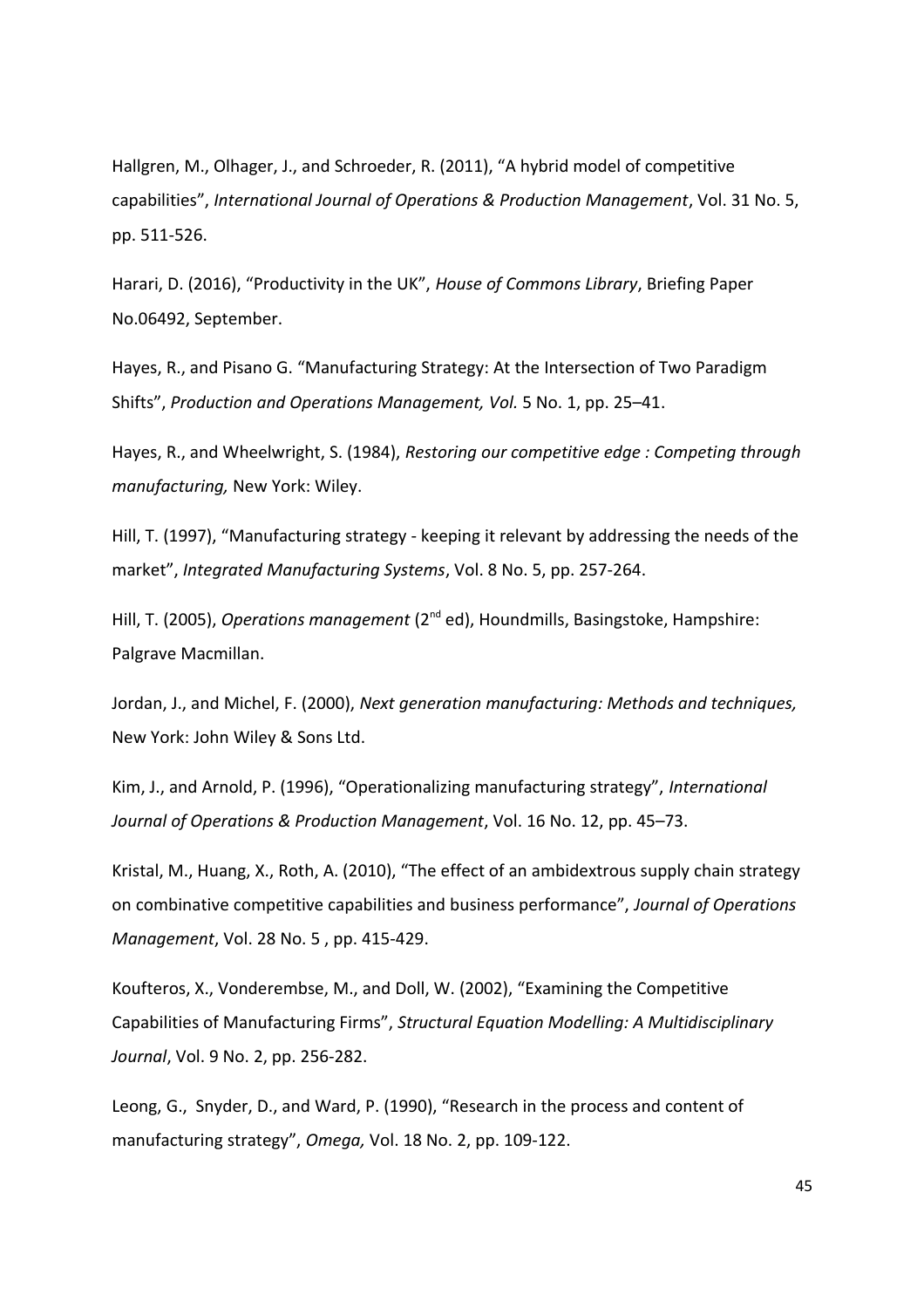Hallgren, M., Olhager, J., and Schroeder, R. (2011), "A hybrid model of competitive capabilities", *International Journal of Operations & Production Management*, Vol. 31 No. 5, pp. 511-526.

Harari, D. (2016), "Productivity in the UK", *House of Commons Library*, Briefing Paper No.06492, September.

Hayes, R., and Pisano G. "Manufacturing Strategy: At the Intersection of Two Paradigm Shifts", *Production and Operations Management, Vol.* 5 No. 1, pp. 25–41.

Hayes, R., and Wheelwright, S. (1984), *Restoring our competitive edge : Competing through manufacturing,* New York: Wiley.

Hill, T. (1997), "Manufacturing strategy - keeping it relevant by addressing the needs of the market", *Integrated Manufacturing Systems*, Vol. 8 No. 5, pp. 257-264.

Hill, T. (2005), *Operations management* (2nd ed), Houndmills, Basingstoke, Hampshire: Palgrave Macmillan.

Jordan, J., and Michel, F. (2000), *Next generation manufacturing: Methods and techniques,* New York: John Wiley & Sons Ltd.

Kim, J., and Arnold, P. (1996), "Operationalizing manufacturing strategy", *International Journal of Operations & Production Management*, Vol. 16 No. 12, pp. 45–73.

Kristal, M., Huang, X., Roth, A. (2010), "The effect of an ambidextrous supply chain strategy on combinative competitive capabilities and business performance", *Journal of Operations Management*, Vol. 28 No. 5 , pp. 415-429.

Koufteros, X., Vonderembse, M., and Doll, W. (2002), "Examining the Competitive Capabilities of Manufacturing Firms", *Structural Equation Modelling: A Multidisciplinary Journal*, Vol. 9 No. 2, pp. 256-282.

Leong, G., Snyder, D., and Ward, P. (1990), "Research in the process and content of manufacturing strategy", *Omega,* Vol. 18 No. 2, pp. 109-122.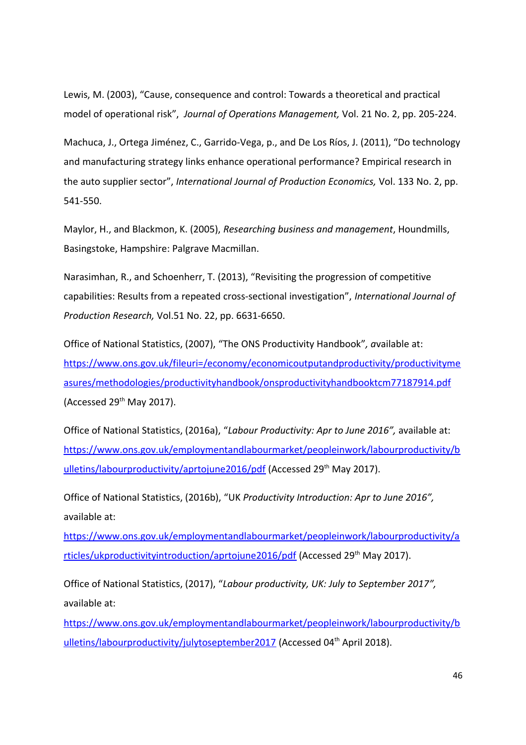Lewis, M. (2003), "Cause, consequence and control: Towards a theoretical and practical model of operational risk", *Journal of Operations Management,* Vol. 21 No. 2, pp. 205-224.

Machuca, J., Ortega Jiménez, C., Garrido-Vega, p., and De Los Ríos, J. (2011), "Do technology and manufacturing strategy links enhance operational performance? Empirical research in the auto supplier sector", *International Journal of Production Economics,* Vol. 133 No. 2, pp. 541-550.

Maylor, H., and Blackmon, K. (2005), *Researching business and management*, Houndmills, Basingstoke, Hampshire: Palgrave Macmillan.

Narasimhan, R., and Schoenherr, T. (2013), "Revisiting the progression of competitive capabilities: Results from a repeated cross-sectional investigation", *International Journal of Production Research,* Vol.51 No. 22, pp. 6631-6650.

Office of National Statistics, (2007), "The ONS Productivity Handbook"*, a*vailable at: https://www.ons.gov.uk/fileuri=/economy/economicoutputandproductivity/productivitymeasures/methodologies/productivityhandbook/onsproductivityhandbooktcm77187914.pdf (Accessed 29th May 2017).

Office of National Statistics, (2016a), "*Labour Productivity: Apr to June 2016",* available at: https://www.ons.gov.uk/employmentandlabourmarket/peopleinwork/labourproductivity/bulletins/labourproductivity/aprtojune2016/pdf (Accessed 29th May 2017).

Office of National Statistics, (2016b), "UK *Productivity Introduction: Apr to June 2016",* available at: https://www.ons.gov.uk/employmentandlabourmarket/peopleinwork/labourproductivity/articles/ukproductivityintroduction/aprtojune2016/pdf (Accessed 29th May 2017).

Office of National Statistics, (2017), "*Labour productivity, UK: July to September 2017",* available at: https://www.ons.gov.uk/employmentandlabourmarket/peopleinwork/labourproductivity/bulletins/labourproductivity/julytoseptember2017 (Accessed 04th April 2018).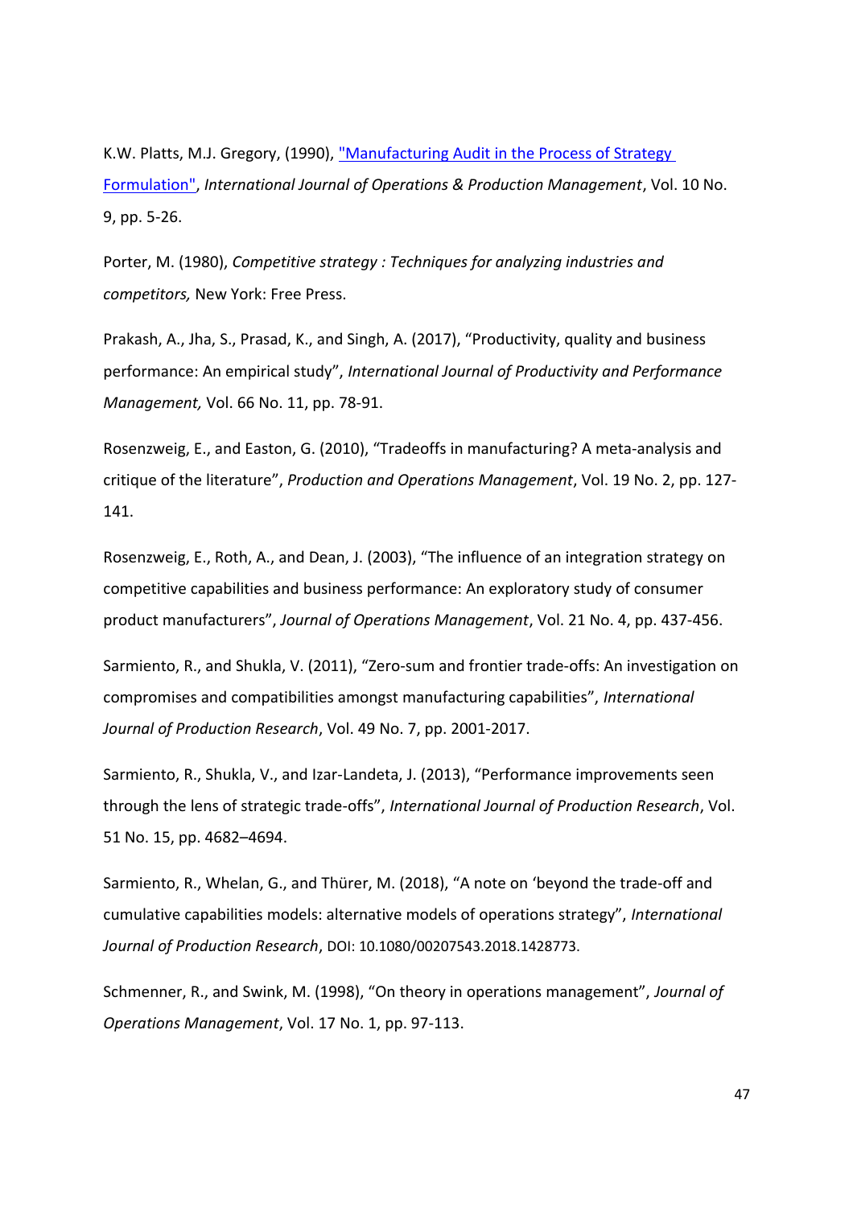K.W. Platts, M.J. Gregory, (1990), "Manufacturing Audit in the Process of Strategy Formulation", *International Journal of Operations & Production Management*, Vol. 10 No. 9, pp. 5-26.

Porter, M. (1980), *Competitive strategy : Techniques for analyzing industries and competitors,* New York: Free Press.

Prakash, A., Jha, S., Prasad, K., and Singh, A. (2017), "Productivity, quality and business performance: An empirical study", *International Journal of Productivity and Performance Management,* Vol. 66 No. 11, pp. 78-91.

Rosenzweig, E., and Easton, G. (2010), "Tradeoffs in manufacturing? A meta-analysis and critique of the literature", *Production and Operations Management*, Vol. 19 No. 2, pp. 127-141.

Rosenzweig, E., Roth, A., and Dean, J. (2003), "The influence of an integration strategy on competitive capabilities and business performance: An exploratory study of consumer product manufacturers", *Journal of Operations Management*, Vol. 21 No. 4, pp. 437-456.

Sarmiento, R., and Shukla, V. (2011), "Zero-sum and frontier trade-offs: An investigation on compromises and compatibilities amongst manufacturing capabilities", *International Journal of Production Research*, Vol. 49 No. 7, pp. 2001-2017.

Sarmiento, R., Shukla, V., and Izar-Landeta, J. (2013), "Performance improvements seen through the lens of strategic trade-offs", *International Journal of Production Research*, Vol. 51 No. 15, pp. 4682–4694.

Sarmiento, R., Whelan, G., and Thürer, M. (2018), "A note on 'beyond the trade-off and cumulative capabilities models: alternative models of operations strategy", *International Journal of Production Research*, DOI: 10.1080/00207543.2018.1428773.

Schmenner, R., and Swink, M. (1998), "On theory in operations management", *Journal of Operations Management*, Vol. 17 No. 1, pp. 97-113.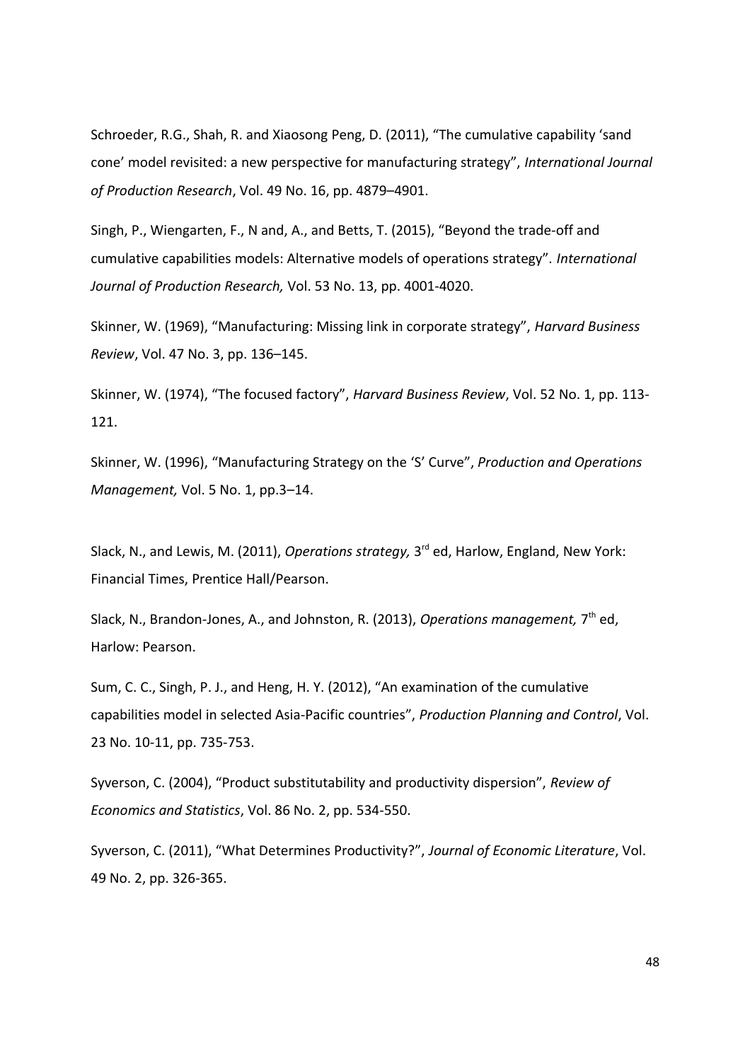Schroeder, R.G., Shah, R. and Xiaosong Peng, D. (2011), "The cumulative capability 'sand cone' model revisited: a new perspective for manufacturing strategy", *International Journal of Production Research*, Vol. 49 No. 16, pp. 4879–4901.

Singh, P., Wiengarten, F., N and, A., and Betts, T. (2015), "Beyond the trade-off and cumulative capabilities models: Alternative models of operations strategy". *International Journal of Production Research,* Vol. 53 No. 13, pp. 4001-4020.

Skinner, W. (1969), "Manufacturing: Missing link in corporate strategy", *Harvard Business Review*, Vol. 47 No. 3, pp. 136–145.

Skinner, W. (1974), "The focused factory", *Harvard Business Review*, Vol. 52 No. 1, pp. 113-121.

Skinner, W. (1996), "Manufacturing Strategy on the 'S' Curve", *Production and Operations Management,* Vol. 5 No. 1, pp.3–14.

Slack, N., and Lewis, M. (2011), *Operations strategy,* 3rd ed, Harlow, England, New York: Financial Times, Prentice Hall/Pearson.

Slack, N., Brandon-Jones, A., and Johnston, R. (2013), *Operations management,* 7th ed, Harlow: Pearson.

Sum, C. C., Singh, P. J., and Heng, H. Y. (2012), "An examination of the cumulative capabilities model in selected Asia-Pacific countries", *Production Planning and Control*, Vol. 23 No. 10-11, pp. 735-753.

Syverson, C. (2004), "Product substitutability and productivity dispersion", *Review of Economics and Statistics*, Vol. 86 No. 2, pp. 534-550.

Syverson, C. (2011), "What Determines Productivity?", *Journal of Economic Literature*, Vol. 49 No. 2, pp. 326-365.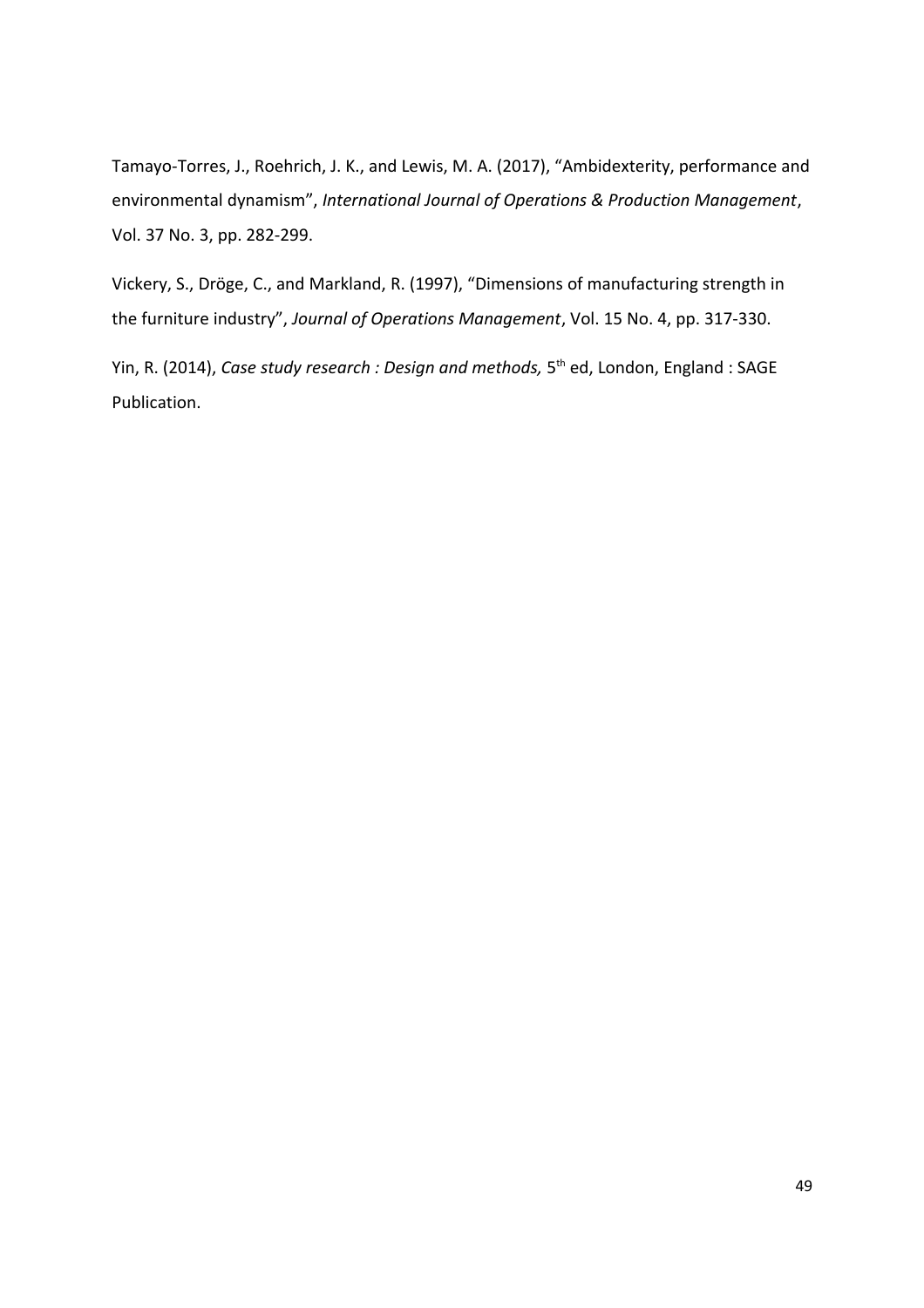Tamayo-Torres, J., Roehrich, J. K., and Lewis, M. A. (2017), “Ambidexterity, performance and environmental dynamism”, *International Journal of Operations & Production Management*, Vol. 37 No. 3, pp. 282-299.

Vickery, S., Dröge, C., and Markland, R. (1997), “Dimensions of manufacturing strength in the furniture industry”, *Journal of Operations Management*, Vol. 15 No. 4, pp. 317-330.

Yin, R. (2014), *Case study research : Design and methods,* 5th ed, London, England : SAGE Publication.